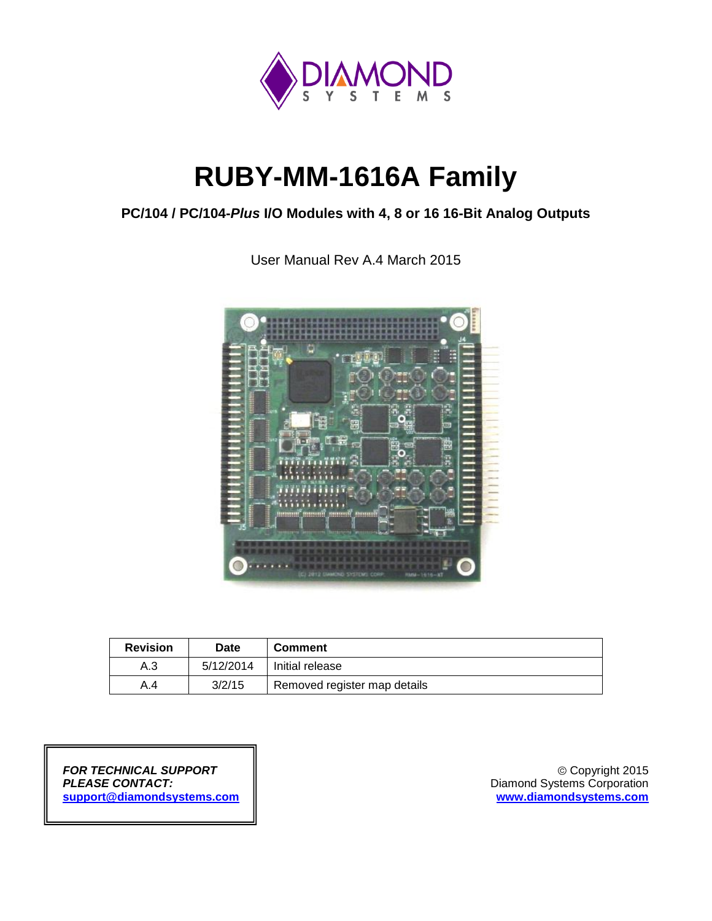# RUBY-MM-1616A Family

**PC/104 / PC/104-*Plus* I/O Modules with 4, 8 or 16 16-Bit Analog Outputs**

User Manual Rev A.4 March 2015

| Revision | Date | Comment |
| --- | --- | --- |
| A.3 | 5/12/2014 | Initial release |
| A.4 | 3/2/15 | Removed register map details |

***FOR TECHNICAL SUPPORT PLEASE CONTACT:***
**support@diamondsystems.com**

© Copyright 2015
Diamond Systems Corporation
**www.diamondsystems.com**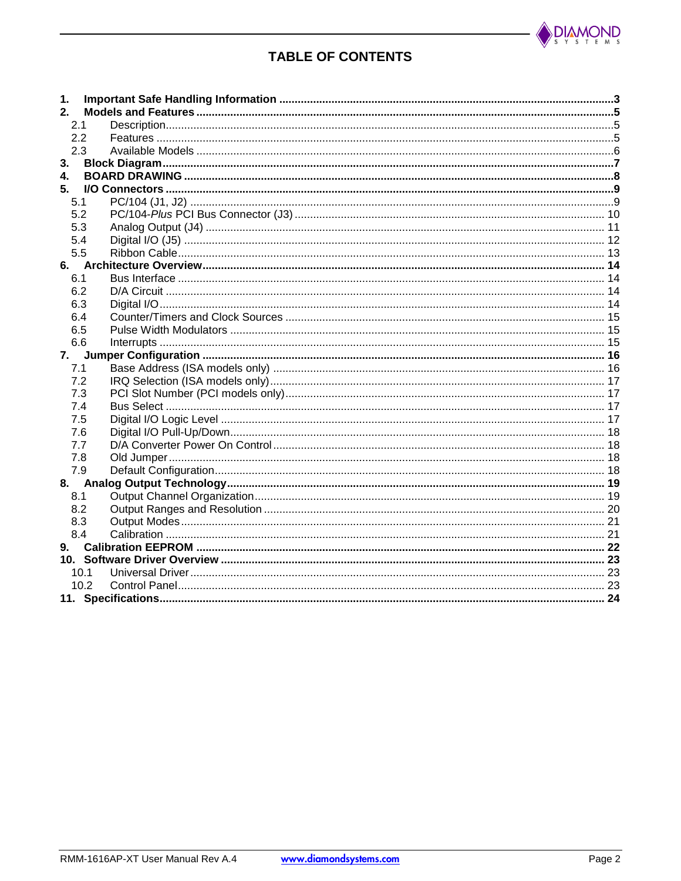# TABLE OF CONTENTS

1. **Important Safe Handling Information** .......... 3
2. **Models and Features** .......... 5
   - 2.1 Description .......... 5
   - 2.2 Features .......... 5
   - 2.3 Available Models .......... 6
3. **Block Diagram** .......... 7
4. **BOARD DRAWING** .......... 8
5. **I/O Connectors** .......... 9
   - 5.1 PC/104 (J1, J2) .......... 9
   - 5.2 PC/104-*Plus* PCI Bus Connector (J3) .......... 10
   - 5.3 Analog Output (J4) .......... 11
   - 5.4 Digital I/O (J5) .......... 12
   - 5.5 Ribbon Cable .......... 13
6. **Architecture Overview** .......... 14
   - 6.1 Bus Interface .......... 14
   - 6.2 D/A Circuit .......... 14
   - 6.3 Digital I/O .......... 14
   - 6.4 Counter/Timers and Clock Sources .......... 15
   - 6.5 Pulse Width Modulators .......... 15
   - 6.6 Interrupts .......... 15
7. **Jumper Configuration** .......... 16
   - 7.1 Base Address (ISA models only) .......... 16
   - 7.2 IRQ Selection (ISA models only) .......... 17
   - 7.3 PCI Slot Number (PCI models only) .......... 17
   - 7.4 Bus Select .......... 17
   - 7.5 Digital I/O Logic Level .......... 17
   - 7.6 Digital I/O Pull-Up/Down .......... 18
   - 7.7 D/A Converter Power On Control .......... 18
   - 7.8 Old Jumper .......... 18
   - 7.9 Default Configuration .......... 18
8. **Analog Output Technology** .......... 19
   - 8.1 Output Channel Organization .......... 19
   - 8.2 Output Ranges and Resolution .......... 20
   - 8.3 Output Modes .......... 21
   - 8.4 Calibration .......... 21
9. **Calibration EEPROM** .......... 22
10. **Software Driver Overview** .......... 23
    - 10.1 Universal Driver .......... 23
    - 10.2 Control Panel .......... 23
11. **Specifications** .......... 24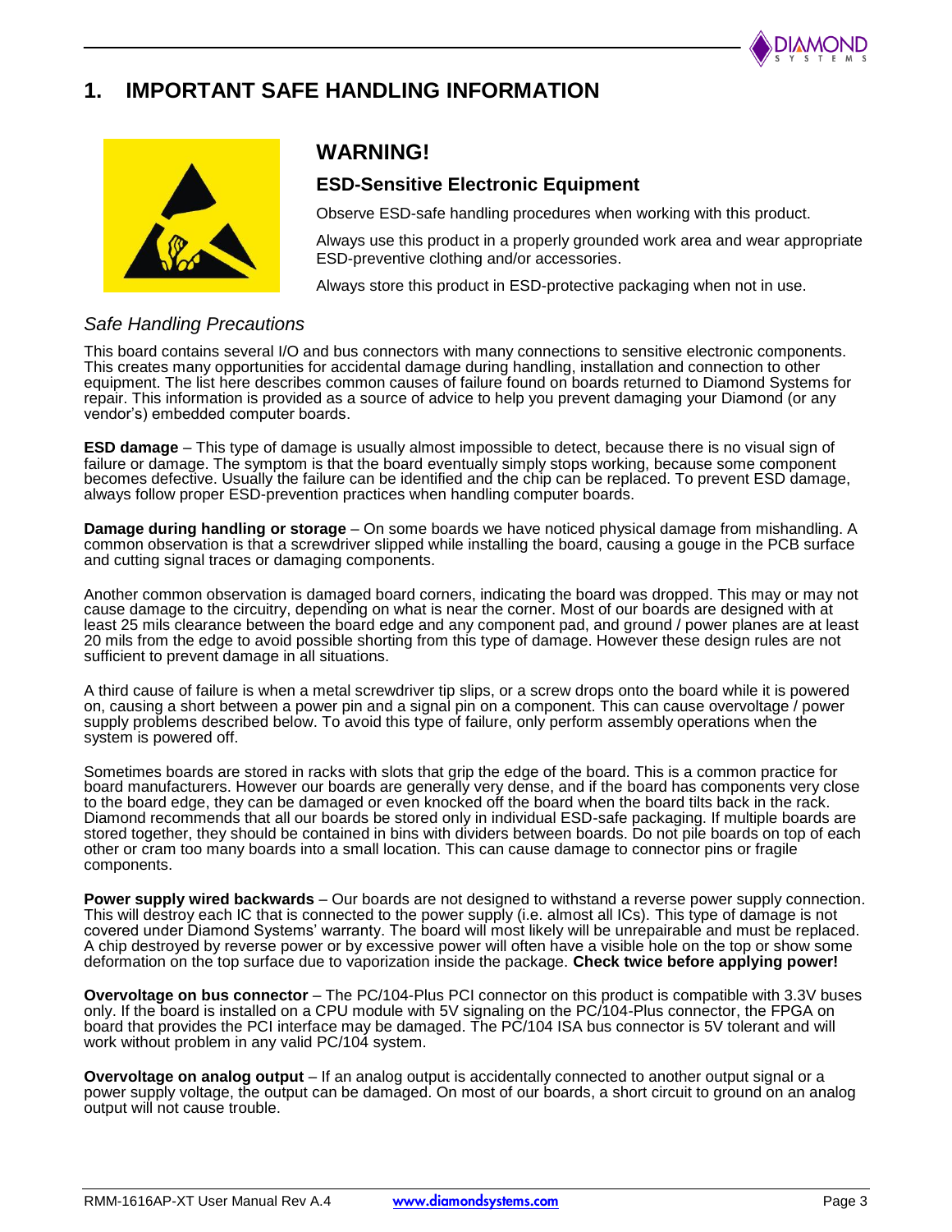# 1. IMPORTANT SAFE HANDLING INFORMATION

## WARNING!

### ESD-Sensitive Electronic Equipment

Observe ESD-safe handling procedures when working with this product.

Always use this product in a properly grounded work area and wear appropriate ESD-preventive clothing and/or accessories.

Always store this product in ESD-protective packaging when not in use.

### *Safe Handling Precautions*

This board contains several I/O and bus connectors with many connections to sensitive electronic components. This creates many opportunities for accidental damage during handling, installation and connection to other equipment. The list here describes common causes of failure found on boards returned to Diamond Systems for repair. This information is provided as a source of advice to help you prevent damaging your Diamond (or any vendor's) embedded computer boards.

**ESD damage** – This type of damage is usually almost impossible to detect, because there is no visual sign of failure or damage. The symptom is that the board eventually simply stops working, because some component becomes defective. Usually the failure can be identified and the chip can be replaced. To prevent ESD damage, always follow proper ESD-prevention practices when handling computer boards.

**Damage during handling or storage** – On some boards we have noticed physical damage from mishandling. A common observation is that a screwdriver slipped while installing the board, causing a gouge in the PCB surface and cutting signal traces or damaging components.

Another common observation is damaged board corners, indicating the board was dropped. This may or may not cause damage to the circuitry, depending on what is near the corner. Most of our boards are designed with at least 25 mils clearance between the board edge and any component pad, and ground / power planes are at least 20 mils from the edge to avoid possible shorting from this type of damage. However these design rules are not sufficient to prevent damage in all situations.

A third cause of failure is when a metal screwdriver tip slips, or a screw drops onto the board while it is powered on, causing a short between a power pin and a signal pin on a component. This can cause overvoltage / power supply problems described below. To avoid this type of failure, only perform assembly operations when the system is powered off.

Sometimes boards are stored in racks with slots that grip the edge of the board. This is a common practice for board manufacturers. However our boards are generally very dense, and if the board has components very close to the board edge, they can be damaged or even knocked off the board when the board tilts back in the rack. Diamond recommends that all our boards be stored only in individual ESD-safe packaging. If multiple boards are stored together, they should be contained in bins with dividers between boards. Do not pile boards on top of each other or cram too many boards into a small location. This can cause damage to connector pins or fragile components.

**Power supply wired backwards** – Our boards are not designed to withstand a reverse power supply connection. This will destroy each IC that is connected to the power supply (i.e. almost all ICs). This type of damage is not covered under Diamond Systems' warranty. The board will most likely will be unrepairable and must be replaced. A chip destroyed by reverse power or by excessive power will often have a visible hole on the top or show some deformation on the top surface due to vaporization inside the package. **Check twice before applying power!**

**Overvoltage on bus connector** – The PC/104-Plus PCI connector on this product is compatible with 3.3V buses only. If the board is installed on a CPU module with 5V signaling on the PC/104-Plus connector, the FPGA on board that provides the PCI interface may be damaged. The PC/104 ISA bus connector is 5V tolerant and will work without problem in any valid PC/104 system.

**Overvoltage on analog output** – If an analog output is accidentally connected to another output signal or a power supply voltage, the output can be damaged. On most of our boards, a short circuit to ground on an analog output will not cause trouble.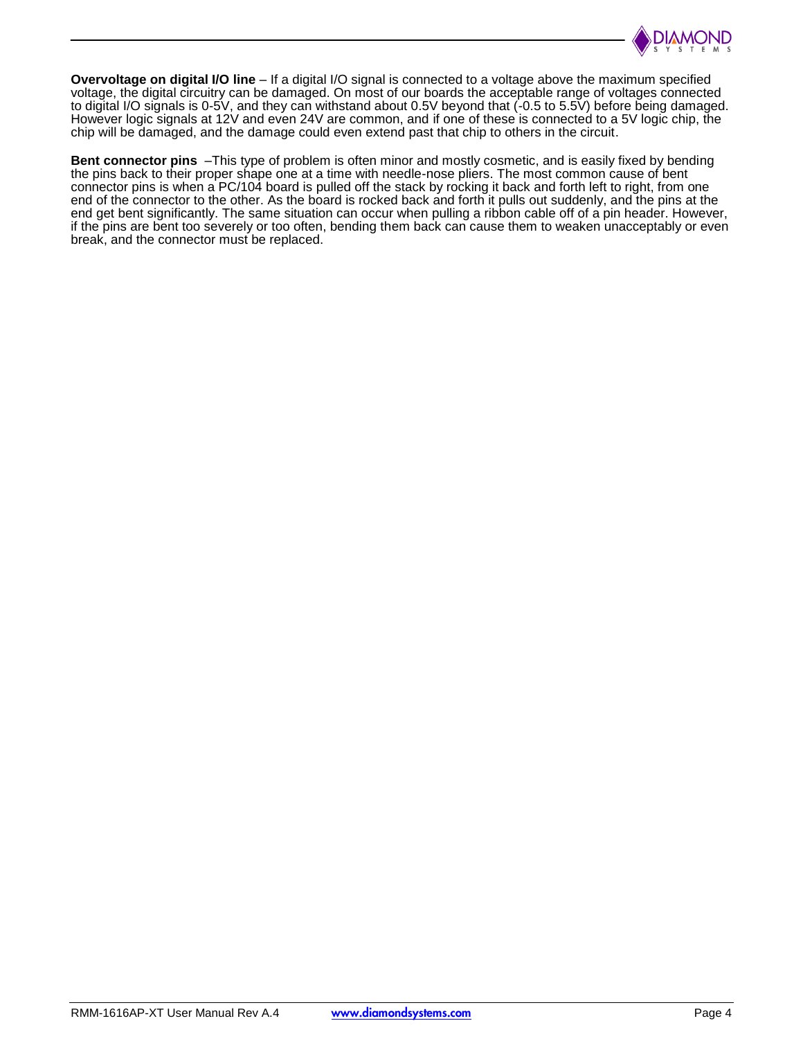**Overvoltage on digital I/O line** – If a digital I/O signal is connected to a voltage above the maximum specified voltage, the digital circuitry can be damaged. On most of our boards the acceptable range of voltages connected to digital I/O signals is 0-5V, and they can withstand about 0.5V beyond that (-0.5 to 5.5V) before being damaged. However logic signals at 12V and even 24V are common, and if one of these is connected to a 5V logic chip, the chip will be damaged, and the damage could even extend past that chip to others in the circuit.

**Bent connector pins** –This type of problem is often minor and mostly cosmetic, and is easily fixed by bending the pins back to their proper shape one at a time with needle-nose pliers. The most common cause of bent connector pins is when a PC/104 board is pulled off the stack by rocking it back and forth left to right, from one end of the connector to the other. As the board is rocked back and forth it pulls out suddenly, and the pins at the end get bent significantly. The same situation can occur when pulling a ribbon cable off of a pin header. However, if the pins are bent too severely or too often, bending them back can cause them to weaken unacceptably or even break, and the connector must be replaced.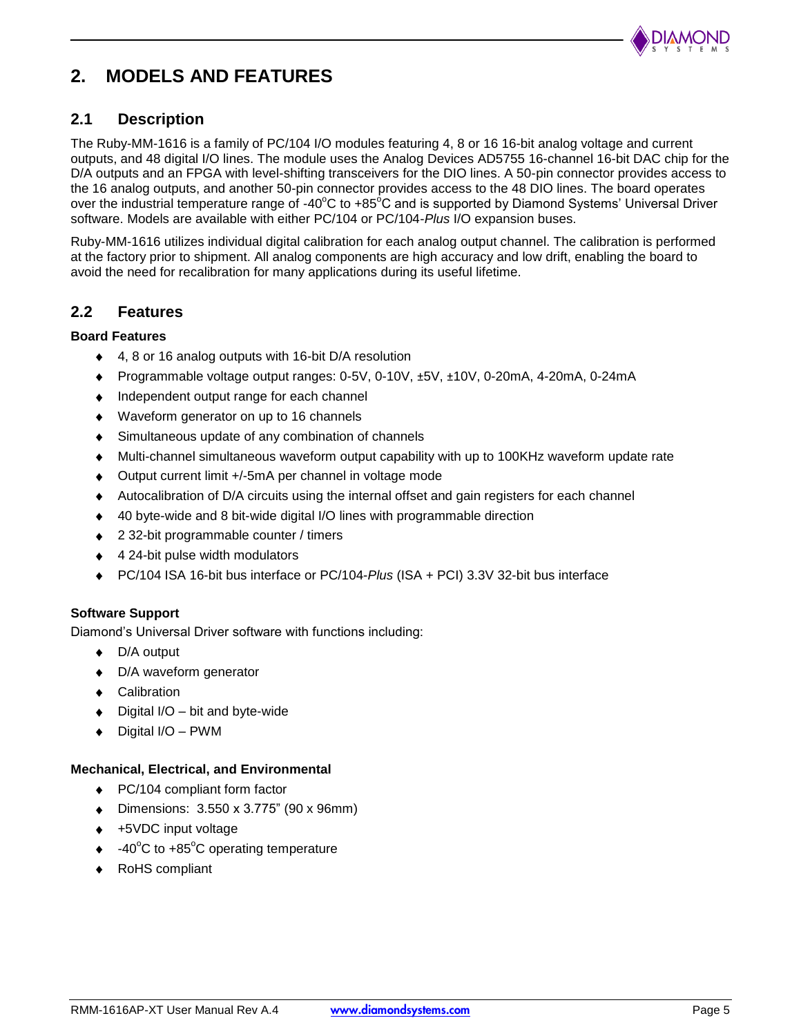# 2. MODELS AND FEATURES

## 2.1 Description

The Ruby-MM-1616 is a family of PC/104 I/O modules featuring 4, 8 or 16 16-bit analog voltage and current outputs, and 48 digital I/O lines. The module uses the Analog Devices AD5755 16-channel 16-bit DAC chip for the D/A outputs and an FPGA with level-shifting transceivers for the DIO lines. A 50-pin connector provides access to the 16 analog outputs, and another 50-pin connector provides access to the 48 DIO lines. The board operates over the industrial temperature range of -40°C to +85°C and is supported by Diamond Systems' Universal Driver software. Models are available with either PC/104 or PC/104-*Plus* I/O expansion buses.

Ruby-MM-1616 utilizes individual digital calibration for each analog output channel. The calibration is performed at the factory prior to shipment. All analog components are high accuracy and low drift, enabling the board to avoid the need for recalibration for many applications during its useful lifetime.

## 2.2 Features

**Board Features**

- 4, 8 or 16 analog outputs with 16-bit D/A resolution
- Programmable voltage output ranges: 0-5V, 0-10V, ±5V, ±10V, 0-20mA, 4-20mA, 0-24mA
- Independent output range for each channel
- Waveform generator on up to 16 channels
- Simultaneous update of any combination of channels
- Multi-channel simultaneous waveform output capability with up to 100KHz waveform update rate
- Output current limit +/-5mA per channel in voltage mode
- Autocalibration of D/A circuits using the internal offset and gain registers for each channel
- 40 byte-wide and 8 bit-wide digital I/O lines with programmable direction
- 2 32-bit programmable counter / timers
- 4 24-bit pulse width modulators
- PC/104 ISA 16-bit bus interface or PC/104-*Plus* (ISA + PCI) 3.3V 32-bit bus interface

**Software Support**

Diamond's Universal Driver software with functions including:

- D/A output
- D/A waveform generator
- Calibration
- Digital I/O – bit and byte-wide
- Digital I/O – PWM

**Mechanical, Electrical, and Environmental**

- PC/104 compliant form factor
- Dimensions: 3.550 x 3.775" (90 x 96mm)
- +5VDC input voltage
- -40°C to +85°C operating temperature
- RoHS compliant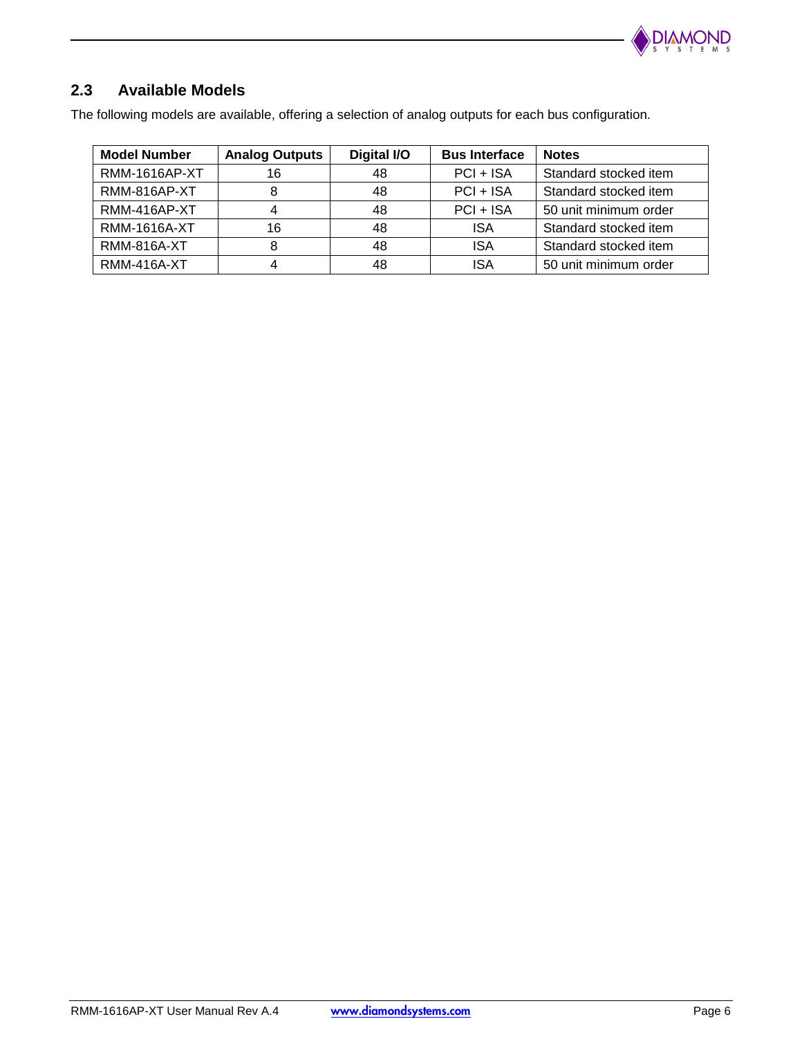## 2.3 Available Models

The following models are available, offering a selection of analog outputs for each bus configuration.

| Model Number | Analog Outputs | Digital I/O | Bus Interface | Notes |
|---|---|---|---|---|
| RMM-1616AP-XT | 16 | 48 | PCI + ISA | Standard stocked item |
| RMM-816AP-XT | 8 | 48 | PCI + ISA | Standard stocked item |
| RMM-416AP-XT | 4 | 48 | PCI + ISA | 50 unit minimum order |
| RMM-1616A-XT | 16 | 48 | ISA | Standard stocked item |
| RMM-816A-XT | 8 | 48 | ISA | Standard stocked item |
| RMM-416A-XT | 4 | 48 | ISA | 50 unit minimum order |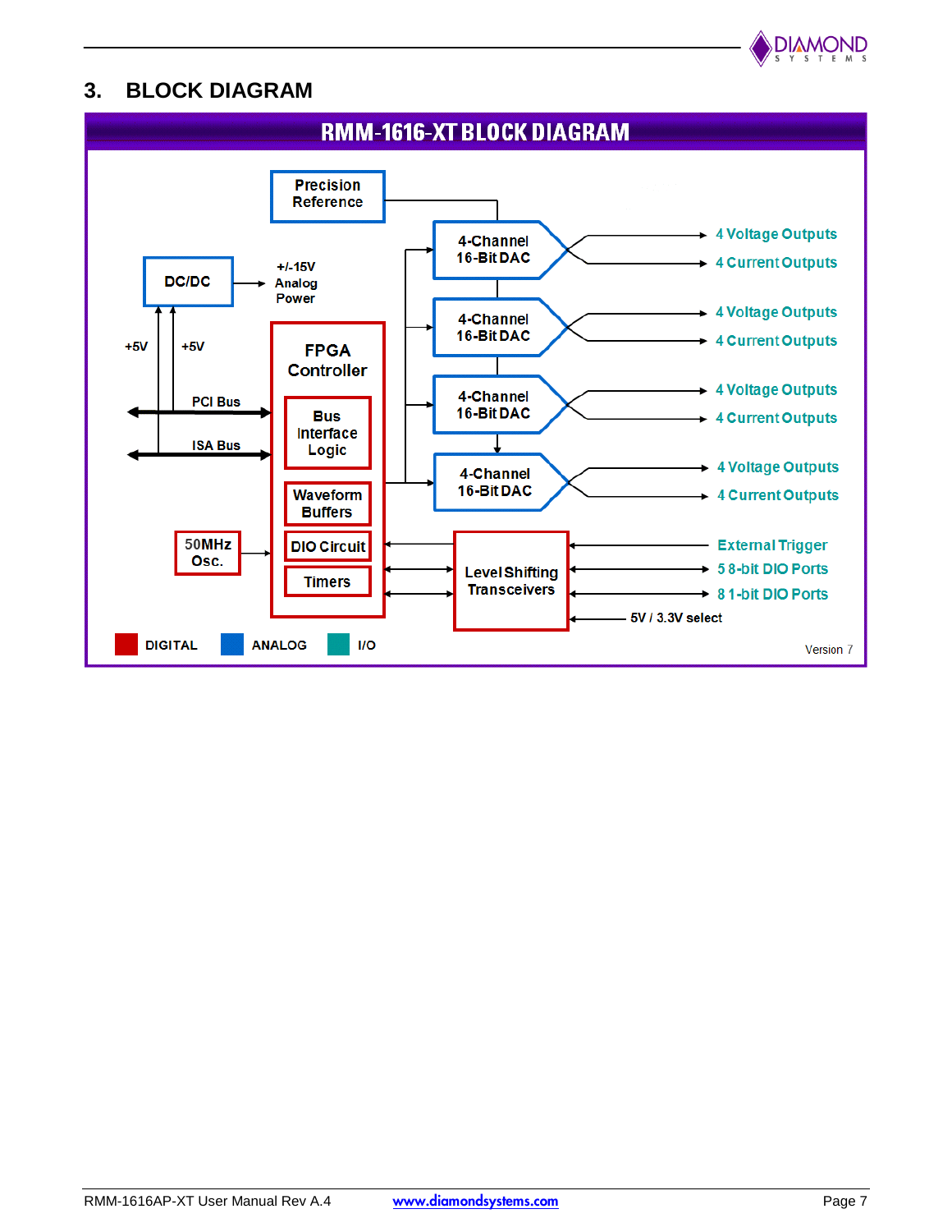## 3. BLOCK DIAGRAM

RMM-1616-XT BLOCK DIAGRAM

Precision Reference

DC/DC

+/-15V Analog Power

+5V

+5V

PCI Bus

ISA Bus

FPGA Controller

Bus Interface Logic

Waveform Buffers

DIO Circuit

Timers

50MHz Osc.

4-Channel 16-Bit DAC

4-Channel 16-Bit DAC

4-Channel 16-Bit DAC

4-Channel 16-Bit DAC

4 Voltage Outputs

4 Current Outputs

4 Voltage Outputs

4 Current Outputs

4 Voltage Outputs

4 Current Outputs

4 Voltage Outputs

4 Current Outputs

Level Shifting Transceivers

External Trigger

5 8-bit DIO Ports

8 1-bit DIO Ports

5V / 3.3V select

DIGITAL ANALOG I/O

Version 7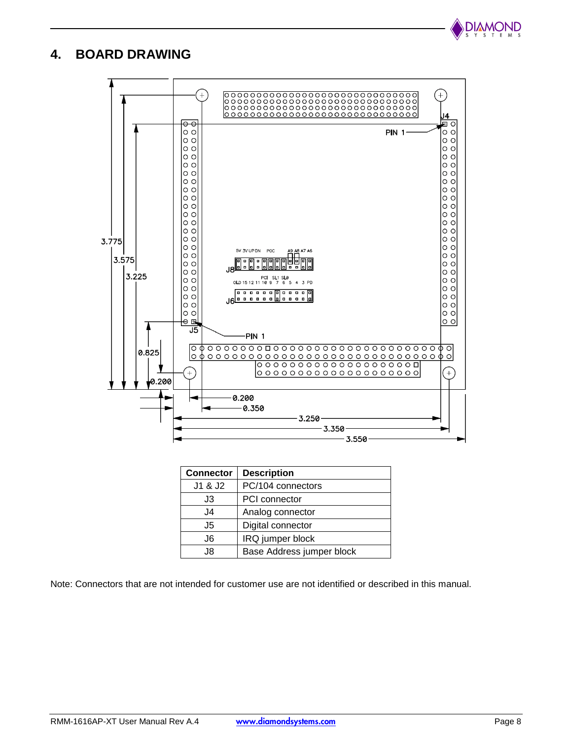# 4. BOARD DRAWING

| Connector | Description |
|---|---|
| J1 & J2 | PC/104 connectors |
| J3 | PCI connector |
| J4 | Analog connector |
| J5 | Digital connector |
| J6 | IRQ jumper block |
| J8 | Base Address jumper block |

Note: Connectors that are not intended for customer use are not identified or described in this manual.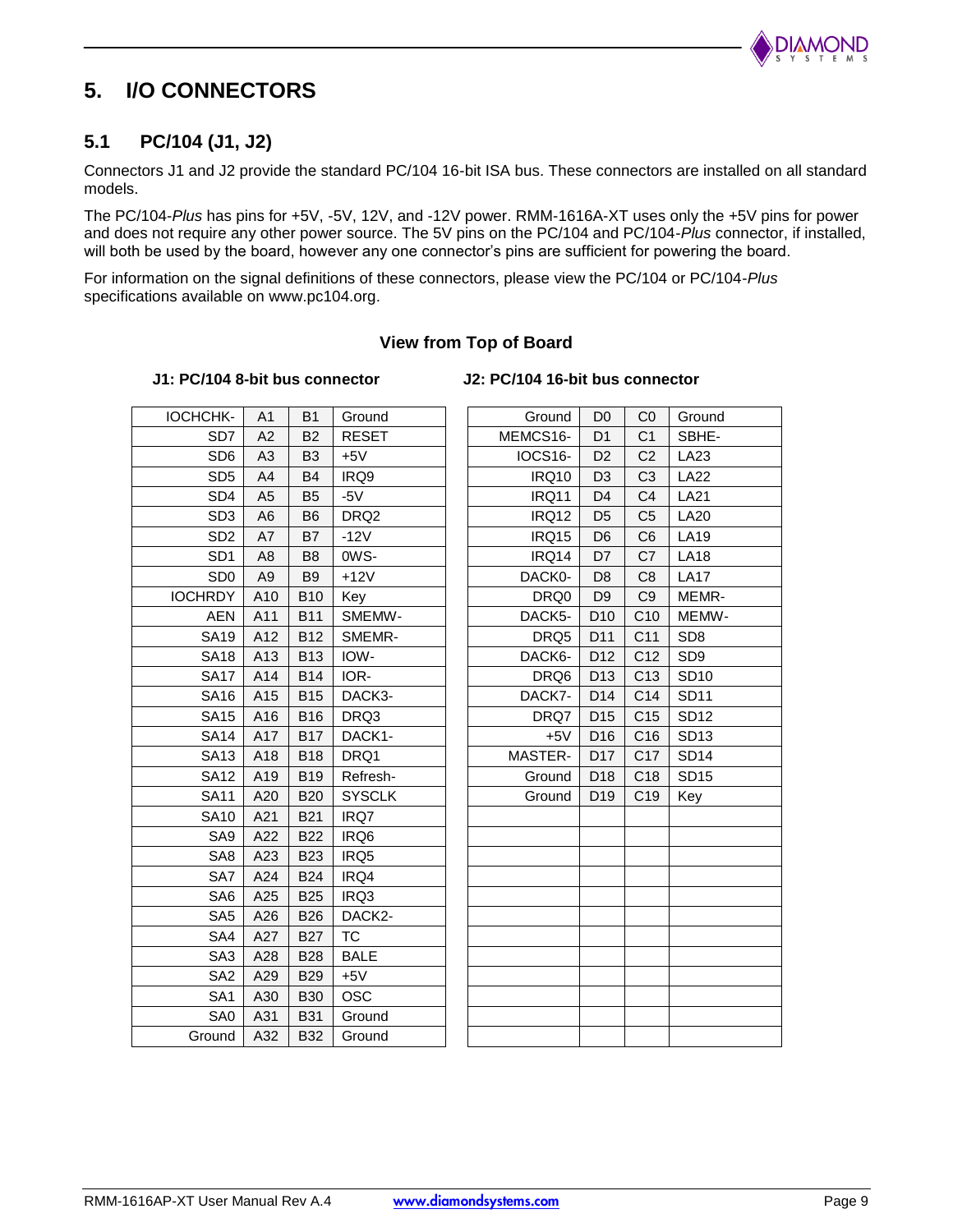# 5. I/O CONNECTORS

## 5.1 PC/104 (J1, J2)

Connectors J1 and J2 provide the standard PC/104 16-bit ISA bus. These connectors are installed on all standard models.

The PC/104-*Plus* has pins for +5V, -5V, 12V, and -12V power. RMM-1616A-XT uses only the +5V pins for power and does not require any other power source. The 5V pins on the PC/104 and PC/104-*Plus* connector, if installed, will both be used by the board, however any one connector's pins are sufficient for powering the board.

For information on the signal definitions of these connectors, please view the PC/104 or PC/104-*Plus* specifications available on www.pc104.org.

**View from Top of Board**

**J1: PC/104 8-bit bus connector**

| Signal | Pin | Pin | Signal |
|---|---|---|---|
| IOCHCHK- | A1 | B1 | Ground |
| SD7 | A2 | B2 | RESET |
| SD6 | A3 | B3 | +5V |
| SD5 | A4 | B4 | IRQ9 |
| SD4 | A5 | B5 | -5V |
| SD3 | A6 | B6 | DRQ2 |
| SD2 | A7 | B7 | -12V |
| SD1 | A8 | B8 | 0WS- |
| SD0 | A9 | B9 | +12V |
| IOCHRDY | A10 | B10 | Key |
| AEN | A11 | B11 | SMEMW- |
| SA19 | A12 | B12 | SMEMR- |
| SA18 | A13 | B13 | IOW- |
| SA17 | A14 | B14 | IOR- |
| SA16 | A15 | B15 | DACK3- |
| SA15 | A16 | B16 | DRQ3 |
| SA14 | A17 | B17 | DACK1- |
| SA13 | A18 | B18 | DRQ1 |
| SA12 | A19 | B19 | Refresh- |
| SA11 | A20 | B20 | SYSCLK |
| SA10 | A21 | B21 | IRQ7 |
| SA9 | A22 | B22 | IRQ6 |
| SA8 | A23 | B23 | IRQ5 |
| SA7 | A24 | B24 | IRQ4 |
| SA6 | A25 | B25 | IRQ3 |
| SA5 | A26 | B26 | DACK2- |
| SA4 | A27 | B27 | TC |
| SA3 | A28 | B28 | BALE |
| SA2 | A29 | B29 | +5V |
| SA1 | A30 | B30 | OSC |
| SA0 | A31 | B31 | Ground |
| Ground | A32 | B32 | Ground |

**J2: PC/104 16-bit bus connector**

| Signal | Pin | Pin | Signal |
|---|---|---|---|
| Ground | D0 | C0 | Ground |
| MEMCS16- | D1 | C1 | SBHE- |
| IOCS16- | D2 | C2 | LA23 |
| IRQ10 | D3 | C3 | LA22 |
| IRQ11 | D4 | C4 | LA21 |
| IRQ12 | D5 | C5 | LA20 |
| IRQ15 | D6 | C6 | LA19 |
| IRQ14 | D7 | C7 | LA18 |
| DACK0- | D8 | C8 | LA17 |
| DRQ0 | D9 | C9 | MEMR- |
| DACK5- | D10 | C10 | MEMW- |
| DRQ5 | D11 | C11 | SD8 |
| DACK6- | D12 | C12 | SD9 |
| DRQ6 | D13 | C13 | SD10 |
| DACK7- | D14 | C14 | SD11 |
| DRQ7 | D15 | C15 | SD12 |
| +5V | D16 | C16 | SD13 |
| MASTER- | D17 | C17 | SD14 |
| Ground | D18 | C18 | SD15 |
| Ground | D19 | C19 | Key |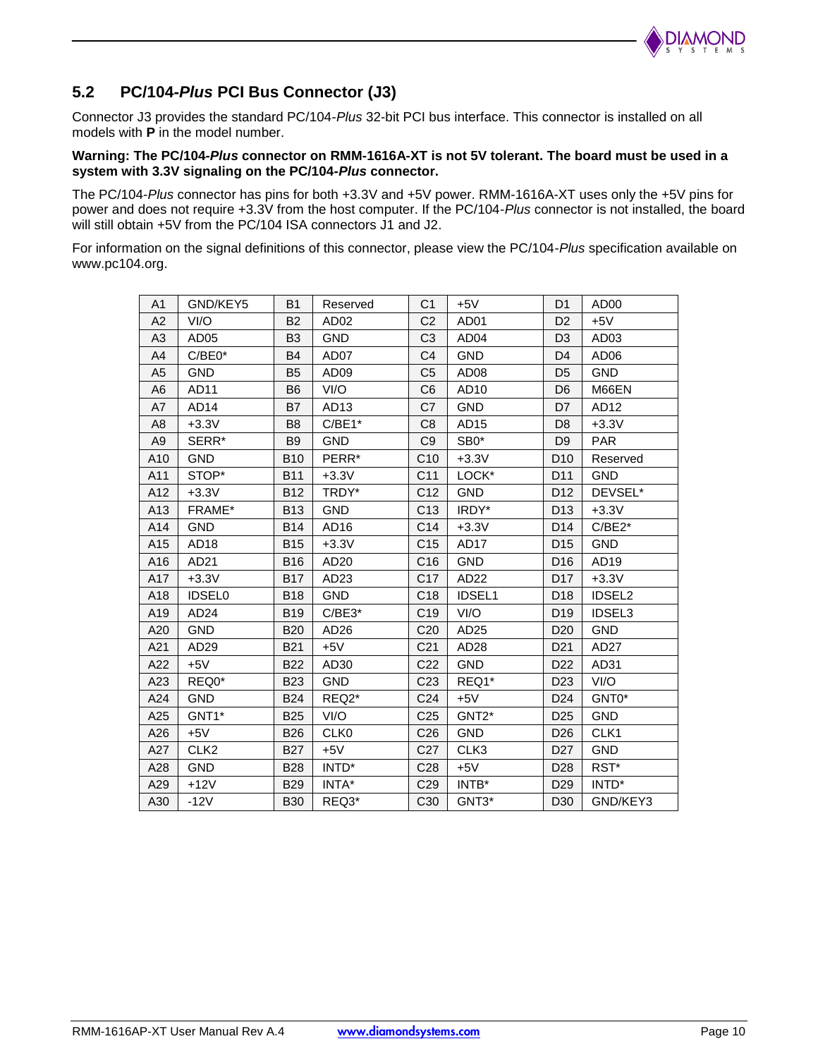## 5.2 PC/104-*Plus* PCI Bus Connector (J3)

Connector J3 provides the standard PC/104-*Plus* 32-bit PCI bus interface. This connector is installed on all models with **P** in the model number.

**Warning: The PC/104-*Plus* connector on RMM-1616A-XT is not 5V tolerant. The board must be used in a system with 3.3V signaling on the PC/104-*Plus* connector.**

The PC/104-*Plus* connector has pins for both +3.3V and +5V power. RMM-1616A-XT uses only the +5V pins for power and does not require +3.3V from the host computer. If the PC/104-*Plus* connector is not installed, the board will still obtain +5V from the PC/104 ISA connectors J1 and J2.

For information on the signal definitions of this connector, please view the PC/104-*Plus* specification available on www.pc104.org.

| | | | | | | | |
|---|---|---|---|---|---|---|---|
| A1 | GND/KEY5 | B1 | Reserved | C1 | +5V | D1 | AD00 |
| A2 | VI/O | B2 | AD02 | C2 | AD01 | D2 | +5V |
| A3 | AD05 | B3 | GND | C3 | AD04 | D3 | AD03 |
| A4 | C/BE0* | B4 | AD07 | C4 | GND | D4 | AD06 |
| A5 | GND | B5 | AD09 | C5 | AD08 | D5 | GND |
| A6 | AD11 | B6 | VI/O | C6 | AD10 | D6 | M66EN |
| A7 | AD14 | B7 | AD13 | C7 | GND | D7 | AD12 |
| A8 | +3.3V | B8 | C/BE1* | C8 | AD15 | D8 | +3.3V |
| A9 | SERR* | B9 | GND | C9 | SB0* | D9 | PAR |
| A10 | GND | B10 | PERR* | C10 | +3.3V | D10 | Reserved |
| A11 | STOP* | B11 | +3.3V | C11 | LOCK* | D11 | GND |
| A12 | +3.3V | B12 | TRDY* | C12 | GND | D12 | DEVSEL* |
| A13 | FRAME* | B13 | GND | C13 | IRDY* | D13 | +3.3V |
| A14 | GND | B14 | AD16 | C14 | +3.3V | D14 | C/BE2* |
| A15 | AD18 | B15 | +3.3V | C15 | AD17 | D15 | GND |
| A16 | AD21 | B16 | AD20 | C16 | GND | D16 | AD19 |
| A17 | +3.3V | B17 | AD23 | C17 | AD22 | D17 | +3.3V |
| A18 | IDSEL0 | B18 | GND | C18 | IDSEL1 | D18 | IDSEL2 |
| A19 | AD24 | B19 | C/BE3* | C19 | VI/O | D19 | IDSEL3 |
| A20 | GND | B20 | AD26 | C20 | AD25 | D20 | GND |
| A21 | AD29 | B21 | +5V | C21 | AD28 | D21 | AD27 |
| A22 | +5V | B22 | AD30 | C22 | GND | D22 | AD31 |
| A23 | REQ0* | B23 | GND | C23 | REQ1* | D23 | VI/O |
| A24 | GND | B24 | REQ2* | C24 | +5V | D24 | GNT0* |
| A25 | GNT1* | B25 | VI/O | C25 | GNT2* | D25 | GND |
| A26 | +5V | B26 | CLK0 | C26 | GND | D26 | CLK1 |
| A27 | CLK2 | B27 | +5V | C27 | CLK3 | D27 | GND |
| A28 | GND | B28 | INTD* | C28 | +5V | D28 | RST* |
| A29 | +12V | B29 | INTA* | C29 | INTB* | D29 | INTD* |
| A30 | -12V | B30 | REQ3* | C30 | GNT3* | D30 | GND/KEY3 |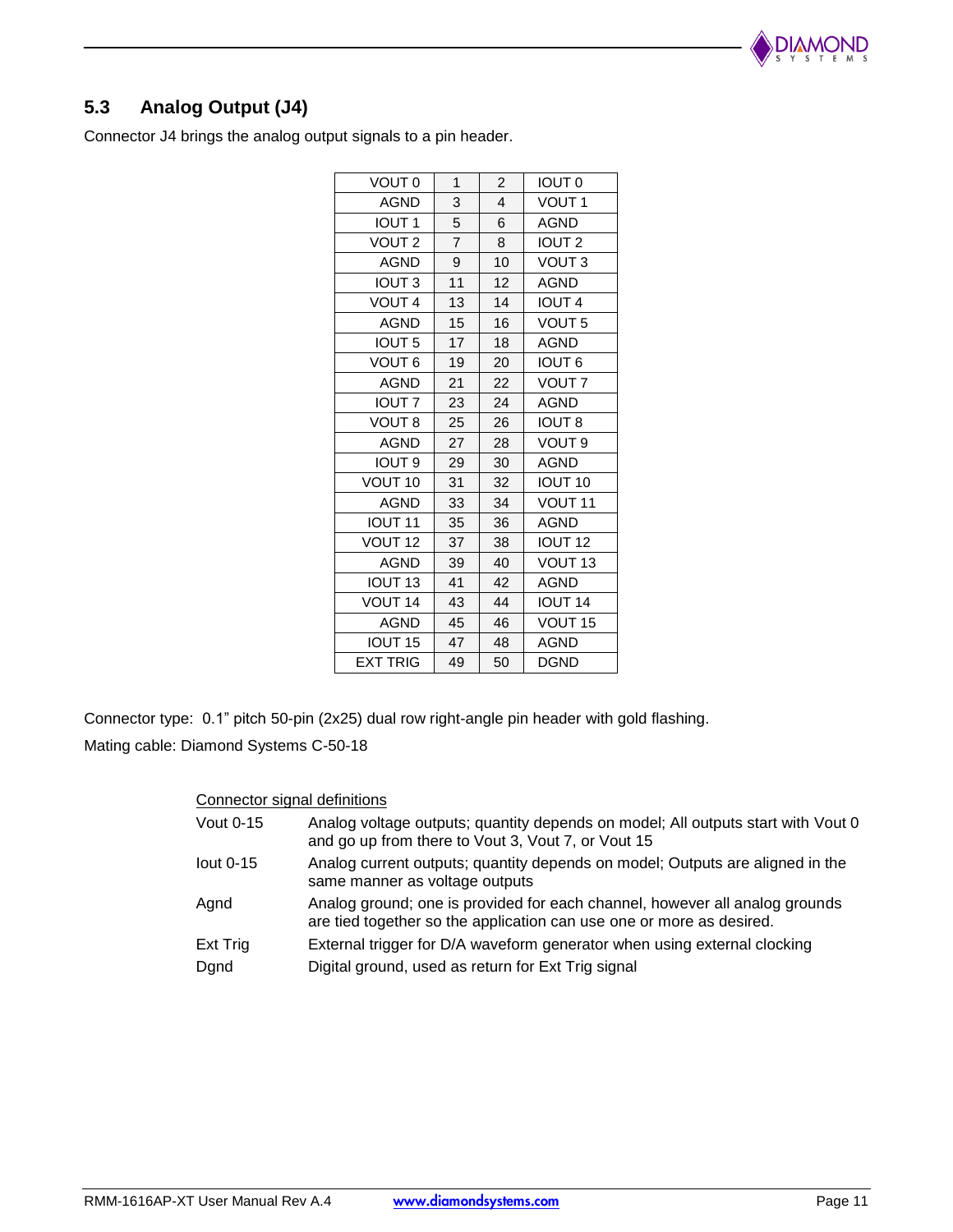## 5.3 Analog Output (J4)

Connector J4 brings the analog output signals to a pin header.

| | | | |
|---|---|---|---|
| VOUT 0 | 1 | 2 | IOUT 0 |
| AGND | 3 | 4 | VOUT 1 |
| IOUT 1 | 5 | 6 | AGND |
| VOUT 2 | 7 | 8 | IOUT 2 |
| AGND | 9 | 10 | VOUT 3 |
| IOUT 3 | 11 | 12 | AGND |
| VOUT 4 | 13 | 14 | IOUT 4 |
| AGND | 15 | 16 | VOUT 5 |
| IOUT 5 | 17 | 18 | AGND |
| VOUT 6 | 19 | 20 | IOUT 6 |
| AGND | 21 | 22 | VOUT 7 |
| IOUT 7 | 23 | 24 | AGND |
| VOUT 8 | 25 | 26 | IOUT 8 |
| AGND | 27 | 28 | VOUT 9 |
| IOUT 9 | 29 | 30 | AGND |
| VOUT 10 | 31 | 32 | IOUT 10 |
| AGND | 33 | 34 | VOUT 11 |
| IOUT 11 | 35 | 36 | AGND |
| VOUT 12 | 37 | 38 | IOUT 12 |
| AGND | 39 | 40 | VOUT 13 |
| IOUT 13 | 41 | 42 | AGND |
| VOUT 14 | 43 | 44 | IOUT 14 |
| AGND | 45 | 46 | VOUT 15 |
| IOUT 15 | 47 | 48 | AGND |
| EXT TRIG | 49 | 50 | DGND |

Connector type: 0.1" pitch 50-pin (2x25) dual row right-angle pin header with gold flashing.

Mating cable: Diamond Systems C-50-18

Connector signal definitions

| | |
|---|---|
| Vout 0-15 | Analog voltage outputs; quantity depends on model; All outputs start with Vout 0 and go up from there to Vout 3, Vout 7, or Vout 15 |
| Iout 0-15 | Analog current outputs; quantity depends on model; Outputs are aligned in the same manner as voltage outputs |
| Agnd | Analog ground; one is provided for each channel, however all analog grounds are tied together so the application can use one or more as desired. |
| Ext Trig | External trigger for D/A waveform generator when using external clocking |
| Dgnd | Digital ground, used as return for Ext Trig signal |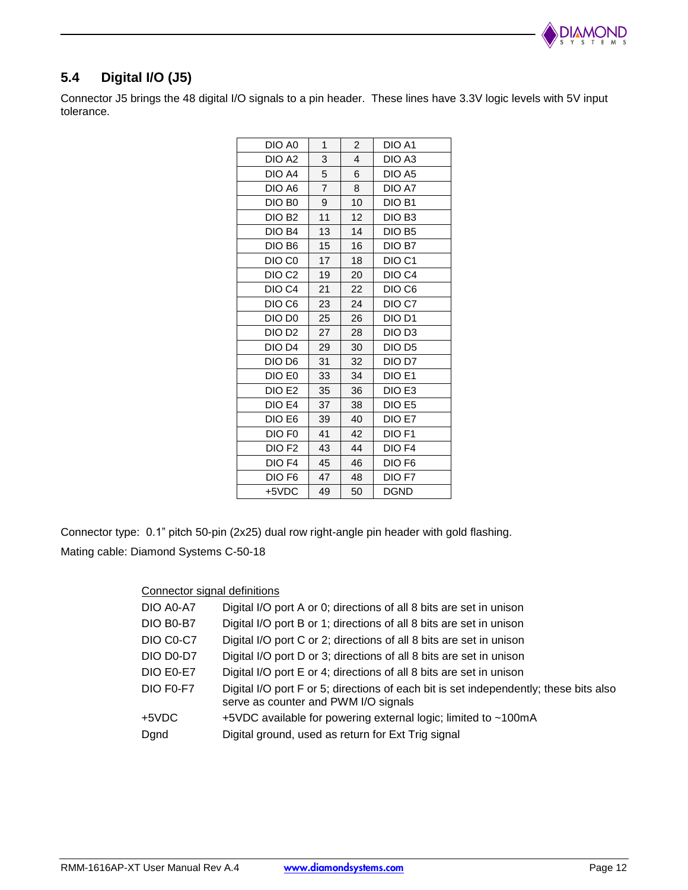## 5.4 Digital I/O (J5)

Connector J5 brings the 48 digital I/O signals to a pin header. These lines have 3.3V logic levels with 5V input tolerance.

| | | | |
|---|---|---|---|
| DIO A0 | 1 | 2 | DIO A1 |
| DIO A2 | 3 | 4 | DIO A3 |
| DIO A4 | 5 | 6 | DIO A5 |
| DIO A6 | 7 | 8 | DIO A7 |
| DIO B0 | 9 | 10 | DIO B1 |
| DIO B2 | 11 | 12 | DIO B3 |
| DIO B4 | 13 | 14 | DIO B5 |
| DIO B6 | 15 | 16 | DIO B7 |
| DIO C0 | 17 | 18 | DIO C1 |
| DIO C2 | 19 | 20 | DIO C4 |
| DIO C4 | 21 | 22 | DIO C6 |
| DIO C6 | 23 | 24 | DIO C7 |
| DIO D0 | 25 | 26 | DIO D1 |
| DIO D2 | 27 | 28 | DIO D3 |
| DIO D4 | 29 | 30 | DIO D5 |
| DIO D6 | 31 | 32 | DIO D7 |
| DIO E0 | 33 | 34 | DIO E1 |
| DIO E2 | 35 | 36 | DIO E3 |
| DIO E4 | 37 | 38 | DIO E5 |
| DIO E6 | 39 | 40 | DIO E7 |
| DIO F0 | 41 | 42 | DIO F1 |
| DIO F2 | 43 | 44 | DIO F4 |
| DIO F4 | 45 | 46 | DIO F6 |
| DIO F6 | 47 | 48 | DIO F7 |
| +5VDC | 49 | 50 | DGND |

Connector type: 0.1" pitch 50-pin (2x25) dual row right-angle pin header with gold flashing.

Mating cable: Diamond Systems C-50-18

Connector signal definitions

| | |
|---|---|
| DIO A0-A7 | Digital I/O port A or 0; directions of all 8 bits are set in unison |
| DIO B0-B7 | Digital I/O port B or 1; directions of all 8 bits are set in unison |
| DIO C0-C7 | Digital I/O port C or 2; directions of all 8 bits are set in unison |
| DIO D0-D7 | Digital I/O port D or 3; directions of all 8 bits are set in unison |
| DIO E0-E7 | Digital I/O port E or 4; directions of all 8 bits are set in unison |
| DIO F0-F7 | Digital I/O port F or 5; directions of each bit is set independently; these bits also serve as counter and PWM I/O signals |
| +5VDC | +5VDC available for powering external logic; limited to ~100mA |
| Dgnd | Digital ground, used as return for Ext Trig signal |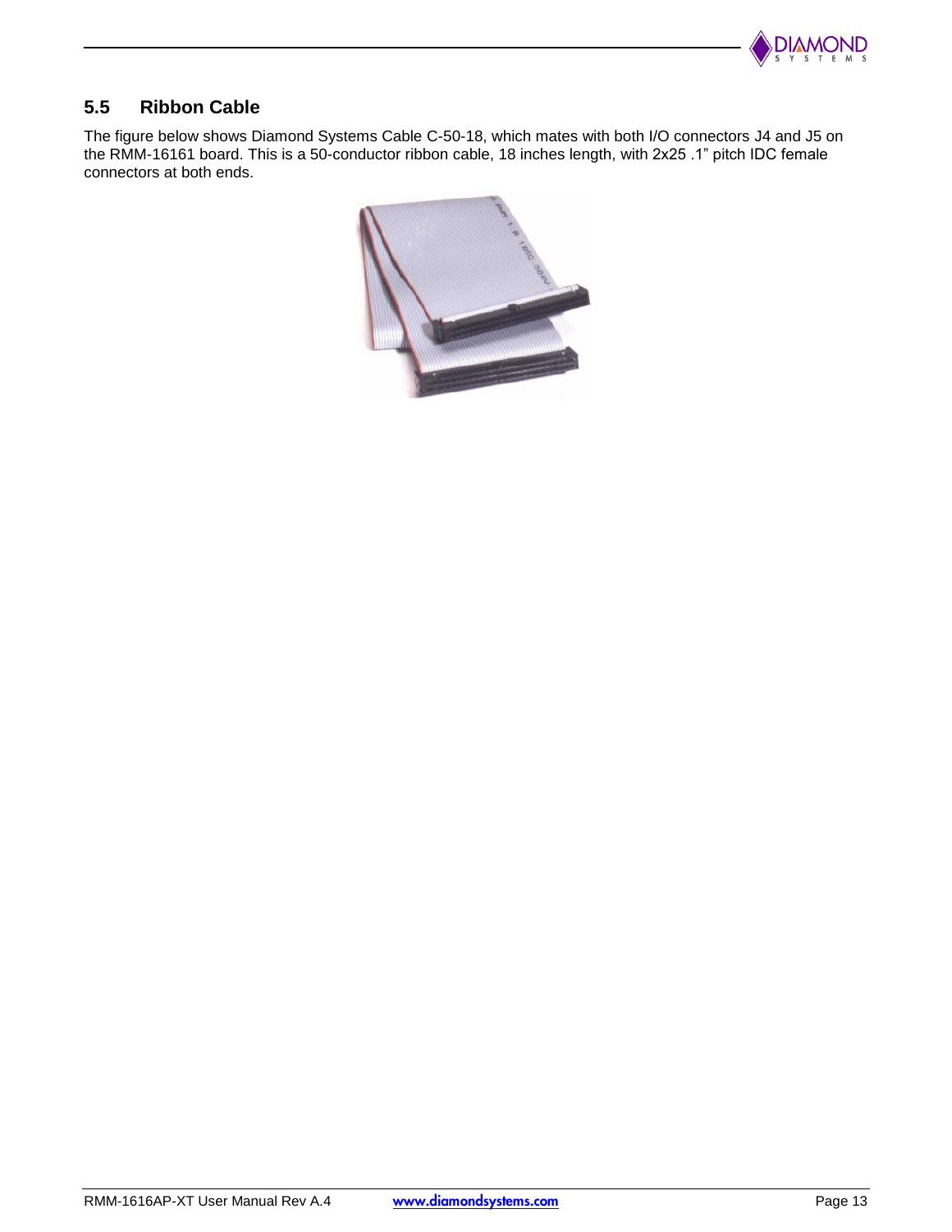## 5.5 Ribbon Cable

The figure below shows Diamond Systems Cable C-50-18, which mates with both I/O connectors J4 and J5 on the RMM-16161 board. This is a 50-conductor ribbon cable, 18 inches length, with 2x25 .1" pitch IDC female connectors at both ends.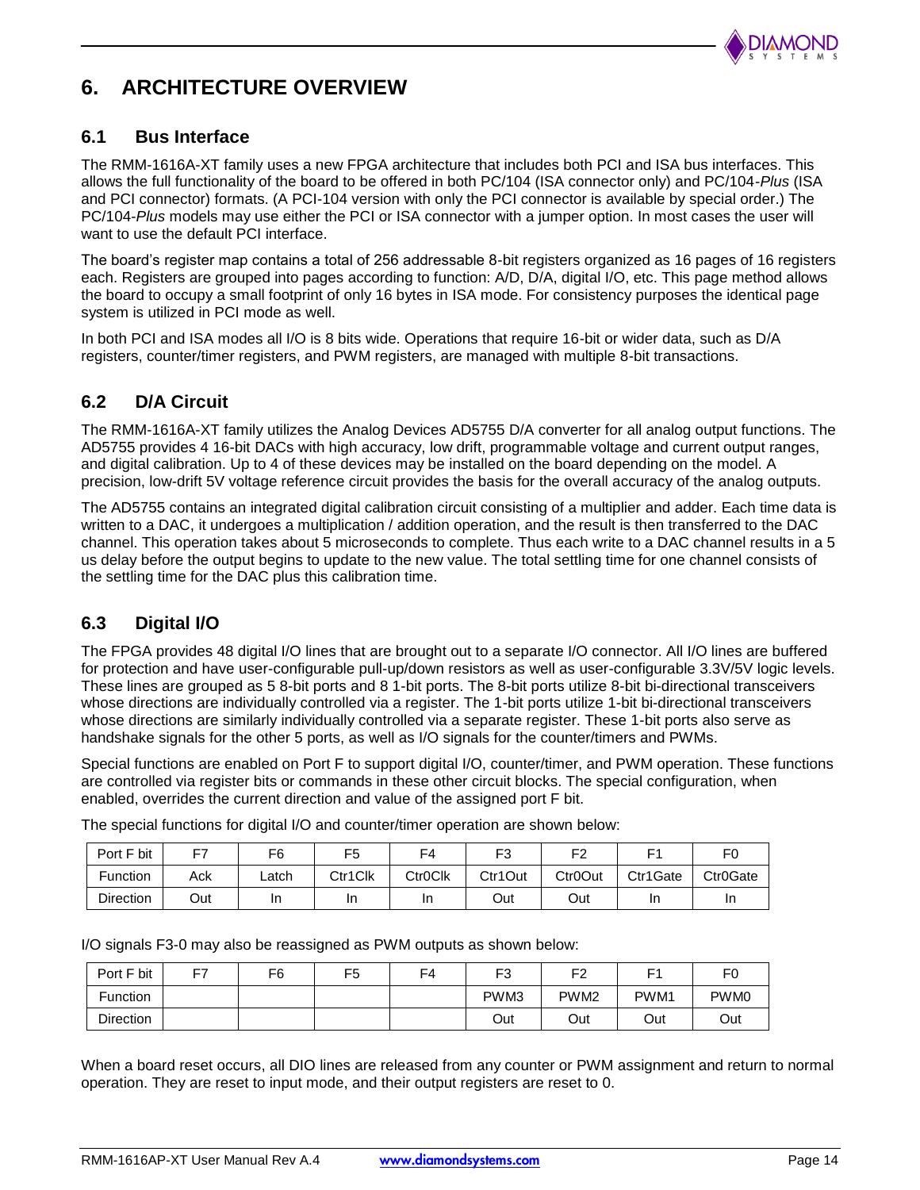# 6. ARCHITECTURE OVERVIEW

## 6.1 Bus Interface

The RMM-1616A-XT family uses a new FPGA architecture that includes both PCI and ISA bus interfaces. This allows the full functionality of the board to be offered in both PC/104 (ISA connector only) and PC/104-*Plus* (ISA and PCI connector) formats. (A PCI-104 version with only the PCI connector is available by special order.) The PC/104-*Plus* models may use either the PCI or ISA connector with a jumper option. In most cases the user will want to use the default PCI interface.

The board's register map contains a total of 256 addressable 8-bit registers organized as 16 pages of 16 registers each. Registers are grouped into pages according to function: A/D, D/A, digital I/O, etc. This page method allows the board to occupy a small footprint of only 16 bytes in ISA mode. For consistency purposes the identical page system is utilized in PCI mode as well.

In both PCI and ISA modes all I/O is 8 bits wide. Operations that require 16-bit or wider data, such as D/A registers, counter/timer registers, and PWM registers, are managed with multiple 8-bit transactions.

## 6.2 D/A Circuit

The RMM-1616A-XT family utilizes the Analog Devices AD5755 D/A converter for all analog output functions. The AD5755 provides 4 16-bit DACs with high accuracy, low drift, programmable voltage and current output ranges, and digital calibration. Up to 4 of these devices may be installed on the board depending on the model. A precision, low-drift 5V voltage reference circuit provides the basis for the overall accuracy of the analog outputs.

The AD5755 contains an integrated digital calibration circuit consisting of a multiplier and adder. Each time data is written to a DAC, it undergoes a multiplication / addition operation, and the result is then transferred to the DAC channel. This operation takes about 5 microseconds to complete. Thus each write to a DAC channel results in a 5 us delay before the output begins to update to the new value. The total settling time for one channel consists of the settling time for the DAC plus this calibration time.

## 6.3 Digital I/O

The FPGA provides 48 digital I/O lines that are brought out to a separate I/O connector. All I/O lines are buffered for protection and have user-configurable pull-up/down resistors as well as user-configurable 3.3V/5V logic levels. These lines are grouped as 5 8-bit ports and 8 1-bit ports. The 8-bit ports utilize 8-bit bi-directional transceivers whose directions are individually controlled via a register. The 1-bit ports utilize 1-bit bi-directional transceivers whose directions are similarly individually controlled via a separate register. These 1-bit ports also serve as handshake signals for the other 5 ports, as well as I/O signals for the counter/timers and PWMs.

Special functions are enabled on Port F to support digital I/O, counter/timer, and PWM operation. These functions are controlled via register bits or commands in these other circuit blocks. The special configuration, when enabled, overrides the current direction and value of the assigned port F bit.

The special functions for digital I/O and counter/timer operation are shown below:

| Port F bit | F7 | F6 | F5 | F4 | F3 | F2 | F1 | F0 |
|---|---|---|---|---|---|---|---|---|
| Function | Ack | Latch | Ctr1Clk | Ctr0Clk | Ctr1Out | Ctr0Out | Ctr1Gate | Ctr0Gate |
| Direction | Out | In | In | In | Out | Out | In | In |

I/O signals F3-0 may also be reassigned as PWM outputs as shown below:

| Port F bit | F7 | F6 | F5 | F4 | F3 | F2 | F1 | F0 |
|---|---|---|---|---|---|---|---|---|
| Function | | | | | PWM3 | PWM2 | PWM1 | PWM0 |
| Direction | | | | | Out | Out | Out | Out |

When a board reset occurs, all DIO lines are released from any counter or PWM assignment and return to normal operation. They are reset to input mode, and their output registers are reset to 0.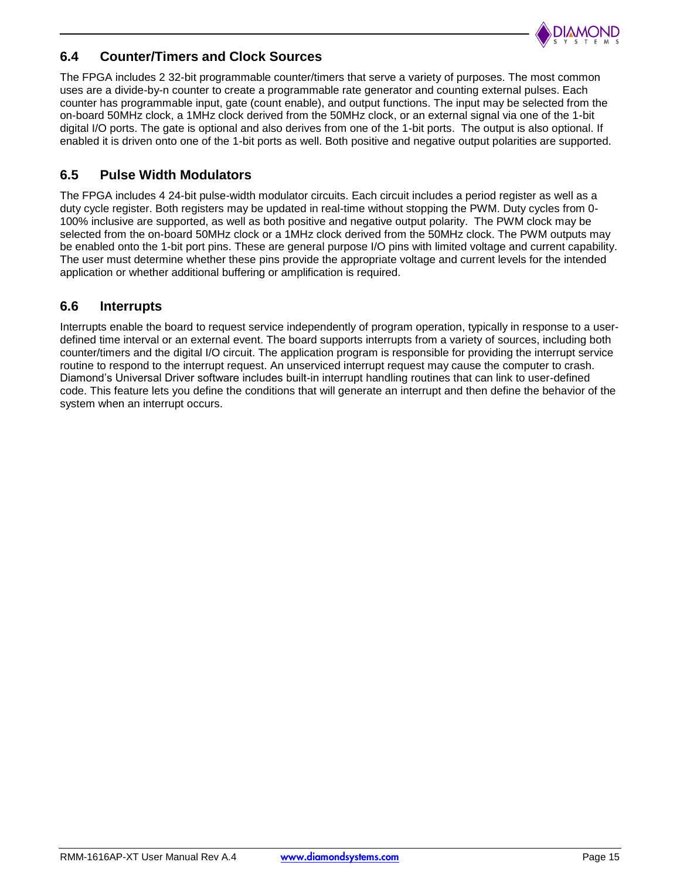## 6.4 Counter/Timers and Clock Sources

The FPGA includes 2 32-bit programmable counter/timers that serve a variety of purposes. The most common uses are a divide-by-n counter to create a programmable rate generator and counting external pulses. Each counter has programmable input, gate (count enable), and output functions. The input may be selected from the on-board 50MHz clock, a 1MHz clock derived from the 50MHz clock, or an external signal via one of the 1-bit digital I/O ports. The gate is optional and also derives from one of the 1-bit ports. The output is also optional. If enabled it is driven onto one of the 1-bit ports as well. Both positive and negative output polarities are supported.

## 6.5 Pulse Width Modulators

The FPGA includes 4 24-bit pulse-width modulator circuits. Each circuit includes a period register as well as a duty cycle register. Both registers may be updated in real-time without stopping the PWM. Duty cycles from 0-100% inclusive are supported, as well as both positive and negative output polarity. The PWM clock may be selected from the on-board 50MHz clock or a 1MHz clock derived from the 50MHz clock. The PWM outputs may be enabled onto the 1-bit port pins. These are general purpose I/O pins with limited voltage and current capability. The user must determine whether these pins provide the appropriate voltage and current levels for the intended application or whether additional buffering or amplification is required.

## 6.6 Interrupts

Interrupts enable the board to request service independently of program operation, typically in response to a user-defined time interval or an external event. The board supports interrupts from a variety of sources, including both counter/timers and the digital I/O circuit. The application program is responsible for providing the interrupt service routine to respond to the interrupt request. An unserviced interrupt request may cause the computer to crash. Diamond's Universal Driver software includes built-in interrupt handling routines that can link to user-defined code. This feature lets you define the conditions that will generate an interrupt and then define the behavior of the system when an interrupt occurs.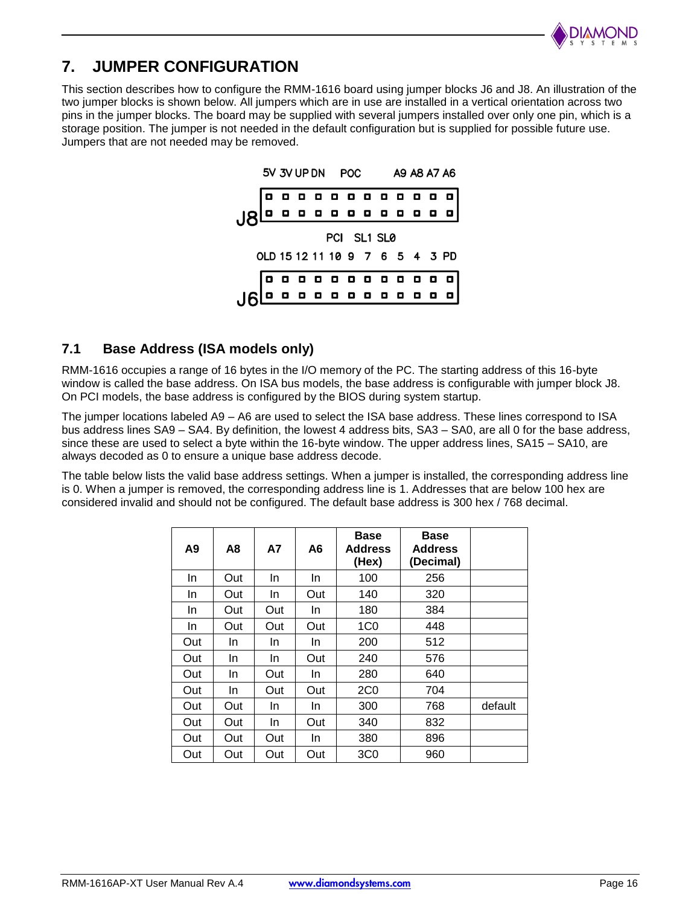# 7. JUMPER CONFIGURATION

This section describes how to configure the RMM-1616 board using jumper blocks J6 and J8. An illustration of the two jumper blocks is shown below. All jumpers which are in use are installed in a vertical orientation across two pins in the jumper blocks. The board may be supplied with several jumpers installed over only one pin, which is a storage position. The jumper is not needed in the default configuration but is supplied for possible future use. Jumpers that are not needed may be removed.

J8: 5V 3V UP DN POC A9 A8 A7 A6 / PCI SL1 SL0

J6: OLD 15 12 11 10 9 7 6 5 4 3 PD

## 7.1 Base Address (ISA models only)

RMM-1616 occupies a range of 16 bytes in the I/O memory of the PC. The starting address of this 16-byte window is called the base address. On ISA bus models, the base address is configurable with jumper block J8. On PCI models, the base address is configured by the BIOS during system startup.

The jumper locations labeled A9 – A6 are used to select the ISA base address. These lines correspond to ISA bus address lines SA9 – SA4. By definition, the lowest 4 address bits, SA3 – SA0, are all 0 for the base address, since these are used to select a byte within the 16-byte window. The upper address lines, SA15 – SA10, are always decoded as 0 to ensure a unique base address decode.

The table below lists the valid base address settings. When a jumper is installed, the corresponding address line is 0. When a jumper is removed, the corresponding address line is 1. Addresses that are below 100 hex are considered invalid and should not be configured. The default base address is 300 hex / 768 decimal.

| A9 | A8 | A7 | A6 | Base Address (Hex) | Base Address (Decimal) | |
|---|---|---|---|---|---|---|
| In | Out | In | In | 100 | 256 | |
| In | Out | In | Out | 140 | 320 | |
| In | Out | Out | In | 180 | 384 | |
| In | Out | Out | Out | 1C0 | 448 | |
| Out | In | In | In | 200 | 512 | |
| Out | In | In | Out | 240 | 576 | |
| Out | In | Out | In | 280 | 640 | |
| Out | In | Out | Out | 2C0 | 704 | |
| Out | Out | In | In | 300 | 768 | default |
| Out | Out | In | Out | 340 | 832 | |
| Out | Out | Out | In | 380 | 896 | |
| Out | Out | Out | Out | 3C0 | 960 | |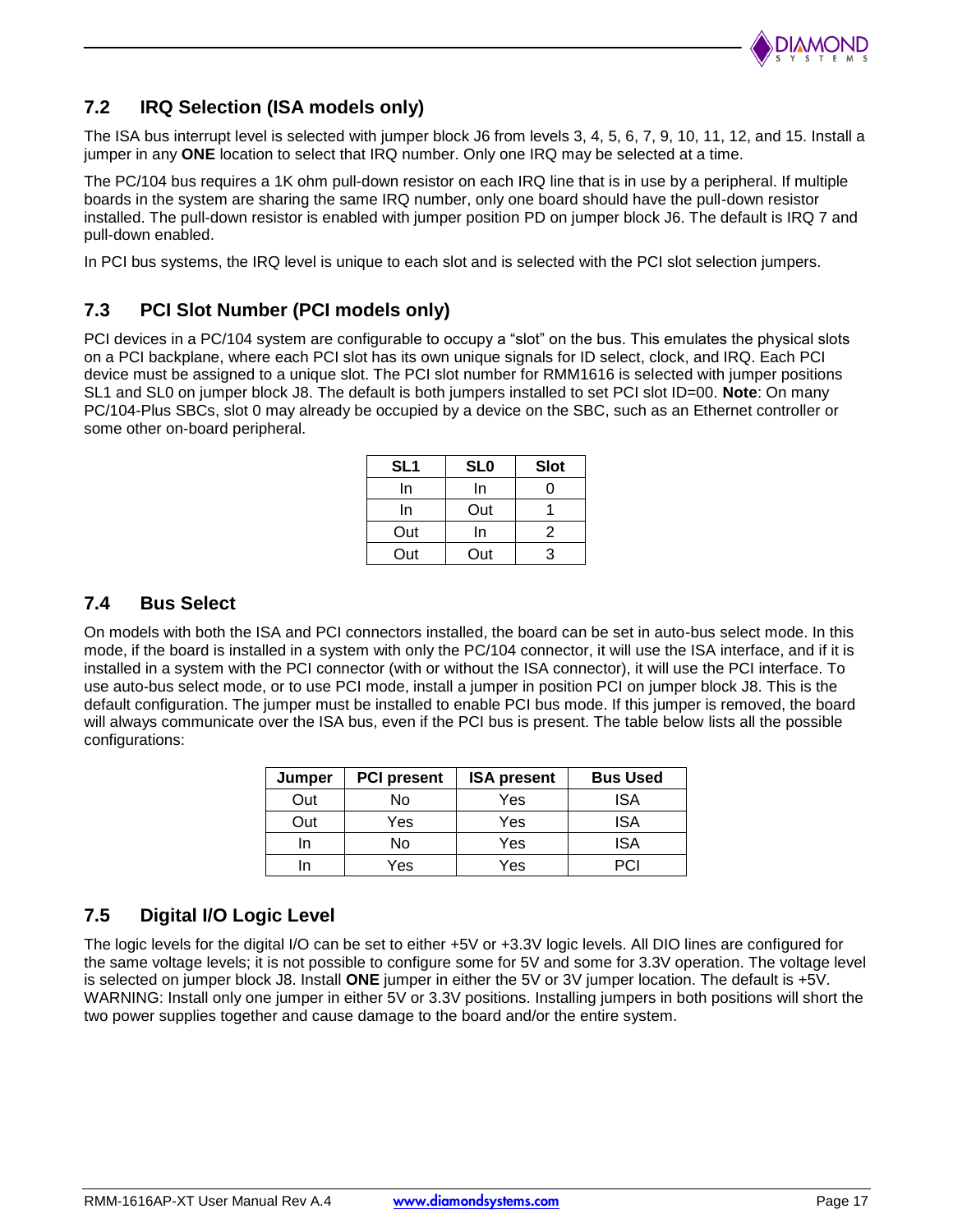## 7.2 IRQ Selection (ISA models only)

The ISA bus interrupt level is selected with jumper block J6 from levels 3, 4, 5, 6, 7, 9, 10, 11, 12, and 15. Install a jumper in any **ONE** location to select that IRQ number. Only one IRQ may be selected at a time.

The PC/104 bus requires a 1K ohm pull-down resistor on each IRQ line that is in use by a peripheral. If multiple boards in the system are sharing the same IRQ number, only one board should have the pull-down resistor installed. The pull-down resistor is enabled with jumper position PD on jumper block J6. The default is IRQ 7 and pull-down enabled.

In PCI bus systems, the IRQ level is unique to each slot and is selected with the PCI slot selection jumpers.

## 7.3 PCI Slot Number (PCI models only)

PCI devices in a PC/104 system are configurable to occupy a "slot" on the bus. This emulates the physical slots on a PCI backplane, where each PCI slot has its own unique signals for ID select, clock, and IRQ. Each PCI device must be assigned to a unique slot. The PCI slot number for RMM1616 is selected with jumper positions SL1 and SL0 on jumper block J8. The default is both jumpers installed to set PCI slot ID=00. **Note**: On many PC/104-Plus SBCs, slot 0 may already be occupied by a device on the SBC, such as an Ethernet controller or some other on-board peripheral.

| SL1 | SL0 | Slot |
|---|---|---|
| In | In | 0 |
| In | Out | 1 |
| Out | In | 2 |
| Out | Out | 3 |

## 7.4 Bus Select

On models with both the ISA and PCI connectors installed, the board can be set in auto-bus select mode. In this mode, if the board is installed in a system with only the PC/104 connector, it will use the ISA interface, and if it is installed in a system with the PCI connector (with or without the ISA connector), it will use the PCI interface. To use auto-bus select mode, or to use PCI mode, install a jumper in position PCI on jumper block J8. This is the default configuration. The jumper must be installed to enable PCI bus mode. If this jumper is removed, the board will always communicate over the ISA bus, even if the PCI bus is present. The table below lists all the possible configurations:

| Jumper | PCI present | ISA present | Bus Used |
|---|---|---|---|
| Out | No | Yes | ISA |
| Out | Yes | Yes | ISA |
| In | No | Yes | ISA |
| In | Yes | Yes | PCI |

## 7.5 Digital I/O Logic Level

The logic levels for the digital I/O can be set to either +5V or +3.3V logic levels. All DIO lines are configured for the same voltage levels; it is not possible to configure some for 5V and some for 3.3V operation. The voltage level is selected on jumper block J8. Install **ONE** jumper in either the 5V or 3V jumper location. The default is +5V. WARNING: Install only one jumper in either 5V or 3.3V positions. Installing jumpers in both positions will short the two power supplies together and cause damage to the board and/or the entire system.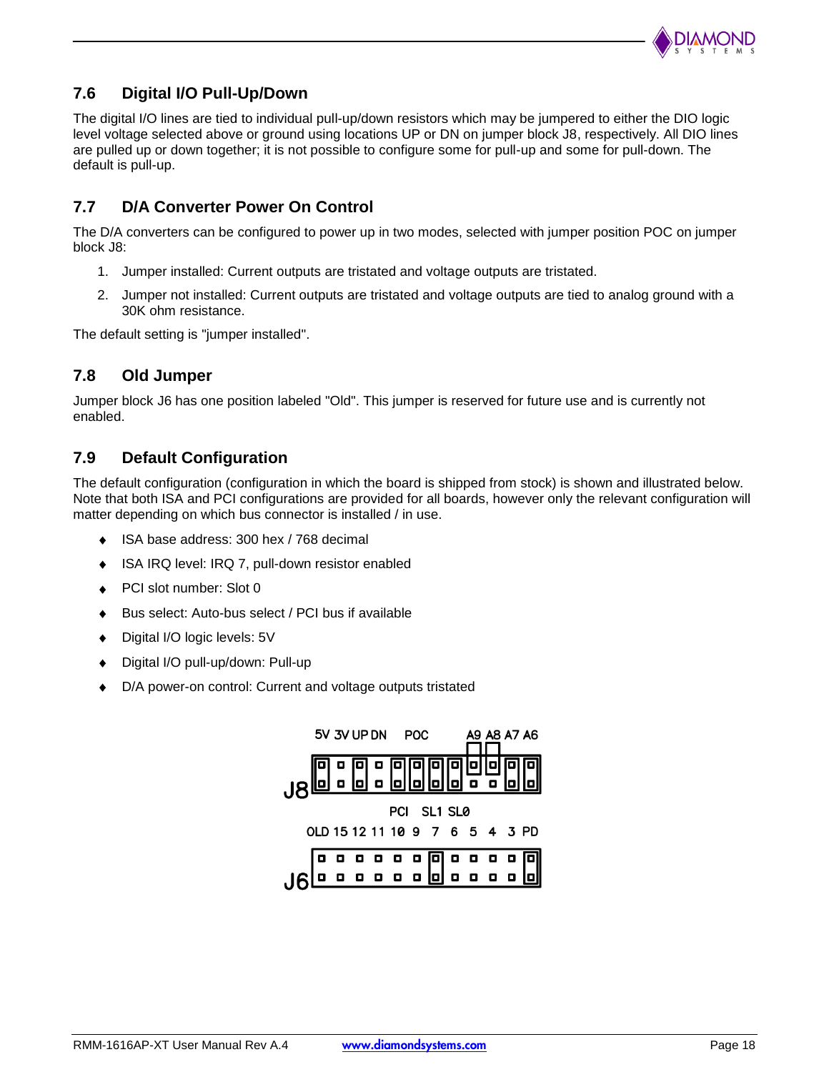## 7.6 Digital I/O Pull-Up/Down

The digital I/O lines are tied to individual pull-up/down resistors which may be jumpered to either the DIO logic level voltage selected above or ground using locations UP or DN on jumper block J8, respectively. All DIO lines are pulled up or down together; it is not possible to configure some for pull-up and some for pull-down. The default is pull-up.

## 7.7 D/A Converter Power On Control

The D/A converters can be configured to power up in two modes, selected with jumper position POC on jumper block J8:

1. Jumper installed: Current outputs are tristated and voltage outputs are tristated.
2. Jumper not installed: Current outputs are tristated and voltage outputs are tied to analog ground with a 30K ohm resistance.

The default setting is "jumper installed".

## 7.8 Old Jumper

Jumper block J6 has one position labeled "Old". This jumper is reserved for future use and is currently not enabled.

## 7.9 Default Configuration

The default configuration (configuration in which the board is shipped from stock) is shown and illustrated below. Note that both ISA and PCI configurations are provided for all boards, however only the relevant configuration will matter depending on which bus connector is installed / in use.

- ISA base address: 300 hex / 768 decimal
- ISA IRQ level: IRQ 7, pull-down resistor enabled
- PCI slot number: Slot 0
- Bus select: Auto-bus select / PCI bus if available
- Digital I/O logic levels: 5V
- Digital I/O pull-up/down: Pull-up
- D/A power-on control: Current and voltage outputs tristated

J8: 5V 3V UP DN POC A9 A8 A7 A6

PCI SL1 SL0

J6: OLD 15 12 11 10 9 7 6 5 4 3 PD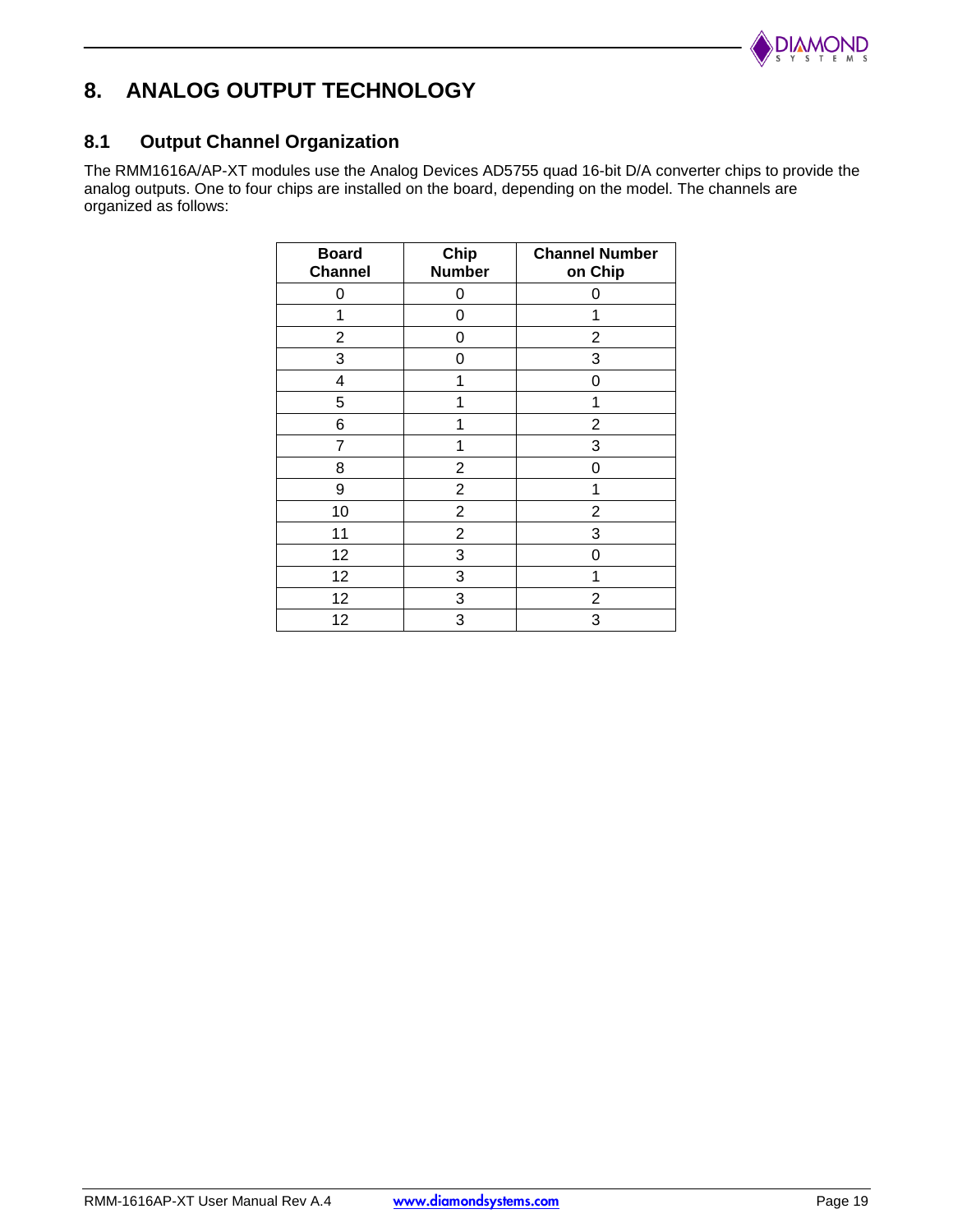# 8. ANALOG OUTPUT TECHNOLOGY

## 8.1 Output Channel Organization

The RMM1616A/AP-XT modules use the Analog Devices AD5755 quad 16-bit D/A converter chips to provide the analog outputs. One to four chips are installed on the board, depending on the model. The channels are organized as follows:

| Board Channel | Chip Number | Channel Number on Chip |
|---|---|---|
| 0 | 0 | 0 |
| 1 | 0 | 1 |
| 2 | 0 | 2 |
| 3 | 0 | 3 |
| 4 | 1 | 0 |
| 5 | 1 | 1 |
| 6 | 1 | 2 |
| 7 | 1 | 3 |
| 8 | 2 | 0 |
| 9 | 2 | 1 |
| 10 | 2 | 2 |
| 11 | 2 | 3 |
| 12 | 3 | 0 |
| 12 | 3 | 1 |
| 12 | 3 | 2 |
| 12 | 3 | 3 |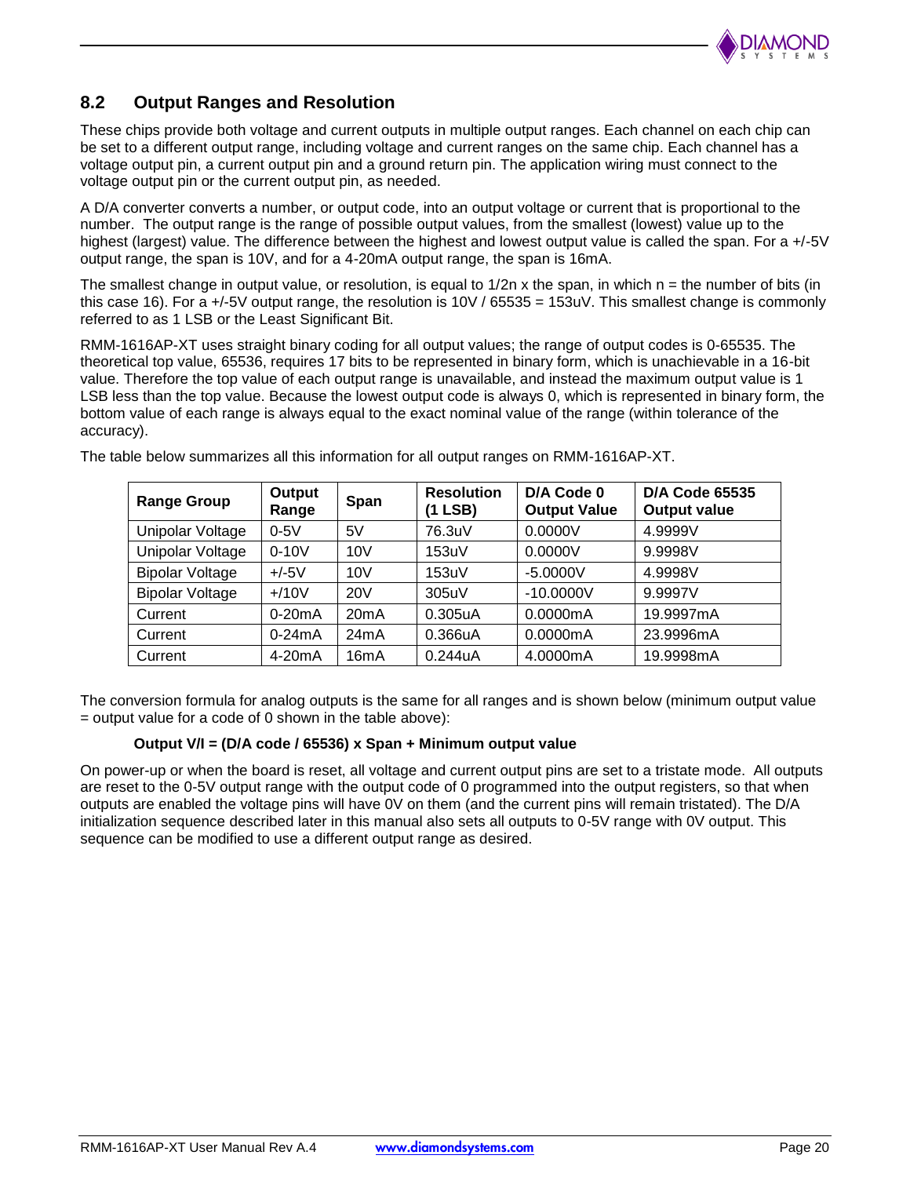## 8.2 Output Ranges and Resolution

These chips provide both voltage and current outputs in multiple output ranges. Each channel on each chip can be set to a different output range, including voltage and current ranges on the same chip. Each channel has a voltage output pin, a current output pin and a ground return pin. The application wiring must connect to the voltage output pin or the current output pin, as needed.

A D/A converter converts a number, or output code, into an output voltage or current that is proportional to the number. The output range is the range of possible output values, from the smallest (lowest) value up to the highest (largest) value. The difference between the highest and lowest output value is called the span. For a +/-5V output range, the span is 10V, and for a 4-20mA output range, the span is 16mA.

The smallest change in output value, or resolution, is equal to 1/2n x the span, in which n = the number of bits (in this case 16). For a +/-5V output range, the resolution is 10V / 65535 = 153uV. This smallest change is commonly referred to as 1 LSB or the Least Significant Bit.

RMM-1616AP-XT uses straight binary coding for all output values; the range of output codes is 0-65535. The theoretical top value, 65536, requires 17 bits to be represented in binary form, which is unachievable in a 16-bit value. Therefore the top value of each output range is unavailable, and instead the maximum output value is 1 LSB less than the top value. Because the lowest output code is always 0, which is represented in binary form, the bottom value of each range is always equal to the exact nominal value of the range (within tolerance of the accuracy).

The table below summarizes all this information for all output ranges on RMM-1616AP-XT.

| Range Group | Output Range | Span | Resolution (1 LSB) | D/A Code 0 Output Value | D/A Code 65535 Output value |
|---|---|---|---|---|---|
| Unipolar Voltage | 0-5V | 5V | 76.3uV | 0.0000V | 4.9999V |
| Unipolar Voltage | 0-10V | 10V | 153uV | 0.0000V | 9.9998V |
| Bipolar Voltage | +/-5V | 10V | 153uV | -5.0000V | 4.9998V |
| Bipolar Voltage | +/10V | 20V | 305uV | -10.0000V | 9.9997V |
| Current | 0-20mA | 20mA | 0.305uA | 0.0000mA | 19.9997mA |
| Current | 0-24mA | 24mA | 0.366uA | 0.0000mA | 23.9996mA |
| Current | 4-20mA | 16mA | 0.244uA | 4.0000mA | 19.9998mA |

The conversion formula for analog outputs is the same for all ranges and is shown below (minimum output value = output value for a code of 0 shown in the table above):

**Output V/I = (D/A code / 65536) x Span + Minimum output value**

On power-up or when the board is reset, all voltage and current output pins are set to a tristate mode. All outputs are reset to the 0-5V output range with the output code of 0 programmed into the output registers, so that when outputs are enabled the voltage pins will have 0V on them (and the current pins will remain tristated). The D/A initialization sequence described later in this manual also sets all outputs to 0-5V range with 0V output. This sequence can be modified to use a different output range as desired.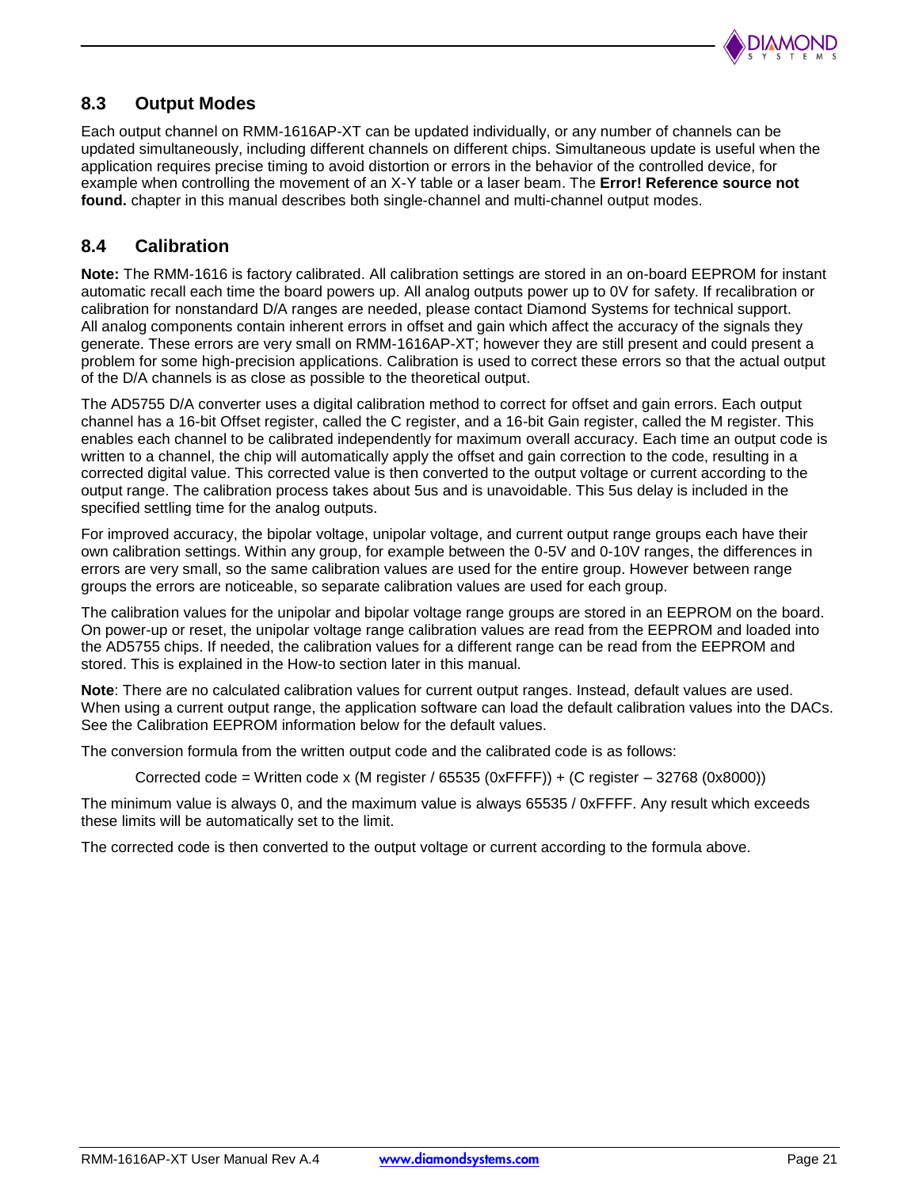## 8.3 Output Modes

Each output channel on RMM-1616AP-XT can be updated individually, or any number of channels can be updated simultaneously, including different channels on different chips. Simultaneous update is useful when the application requires precise timing to avoid distortion or errors in the behavior of the controlled device, for example when controlling the movement of an X-Y table or a laser beam. The **Error! Reference source not found.** chapter in this manual describes both single-channel and multi-channel output modes.

## 8.4 Calibration

**Note:** The RMM-1616 is factory calibrated. All calibration settings are stored in an on-board EEPROM for instant automatic recall each time the board powers up. All analog outputs power up to 0V for safety. If recalibration or calibration for nonstandard D/A ranges are needed, please contact Diamond Systems for technical support.
All analog components contain inherent errors in offset and gain which affect the accuracy of the signals they generate. These errors are very small on RMM-1616AP-XT; however they are still present and could present a problem for some high-precision applications. Calibration is used to correct these errors so that the actual output of the D/A channels is as close as possible to the theoretical output.

The AD5755 D/A converter uses a digital calibration method to correct for offset and gain errors. Each output channel has a 16-bit Offset register, called the C register, and a 16-bit Gain register, called the M register. This enables each channel to be calibrated independently for maximum overall accuracy. Each time an output code is written to a channel, the chip will automatically apply the offset and gain correction to the code, resulting in a corrected digital value. This corrected value is then converted to the output voltage or current according to the output range. The calibration process takes about 5us and is unavoidable. This 5us delay is included in the specified settling time for the analog outputs.

For improved accuracy, the bipolar voltage, unipolar voltage, and current output range groups each have their own calibration settings. Within any group, for example between the 0-5V and 0-10V ranges, the differences in errors are very small, so the same calibration values are used for the entire group. However between range groups the errors are noticeable, so separate calibration values are used for each group.

The calibration values for the unipolar and bipolar voltage range groups are stored in an EEPROM on the board. On power-up or reset, the unipolar voltage range calibration values are read from the EEPROM and loaded into the AD5755 chips. If needed, the calibration values for a different range can be read from the EEPROM and stored. This is explained in the How-to section later in this manual.

**Note**: There are no calculated calibration values for current output ranges. Instead, default values are used. When using a current output range, the application software can load the default calibration values into the DACs. See the Calibration EEPROM information below for the default values.

The conversion formula from the written output code and the calibrated code is as follows:

Corrected code = Written code x (M register / 65535 (0xFFFF)) + (C register – 32768 (0x8000))

The minimum value is always 0, and the maximum value is always 65535 / 0xFFFF. Any result which exceeds these limits will be automatically set to the limit.

The corrected code is then converted to the output voltage or current according to the formula above.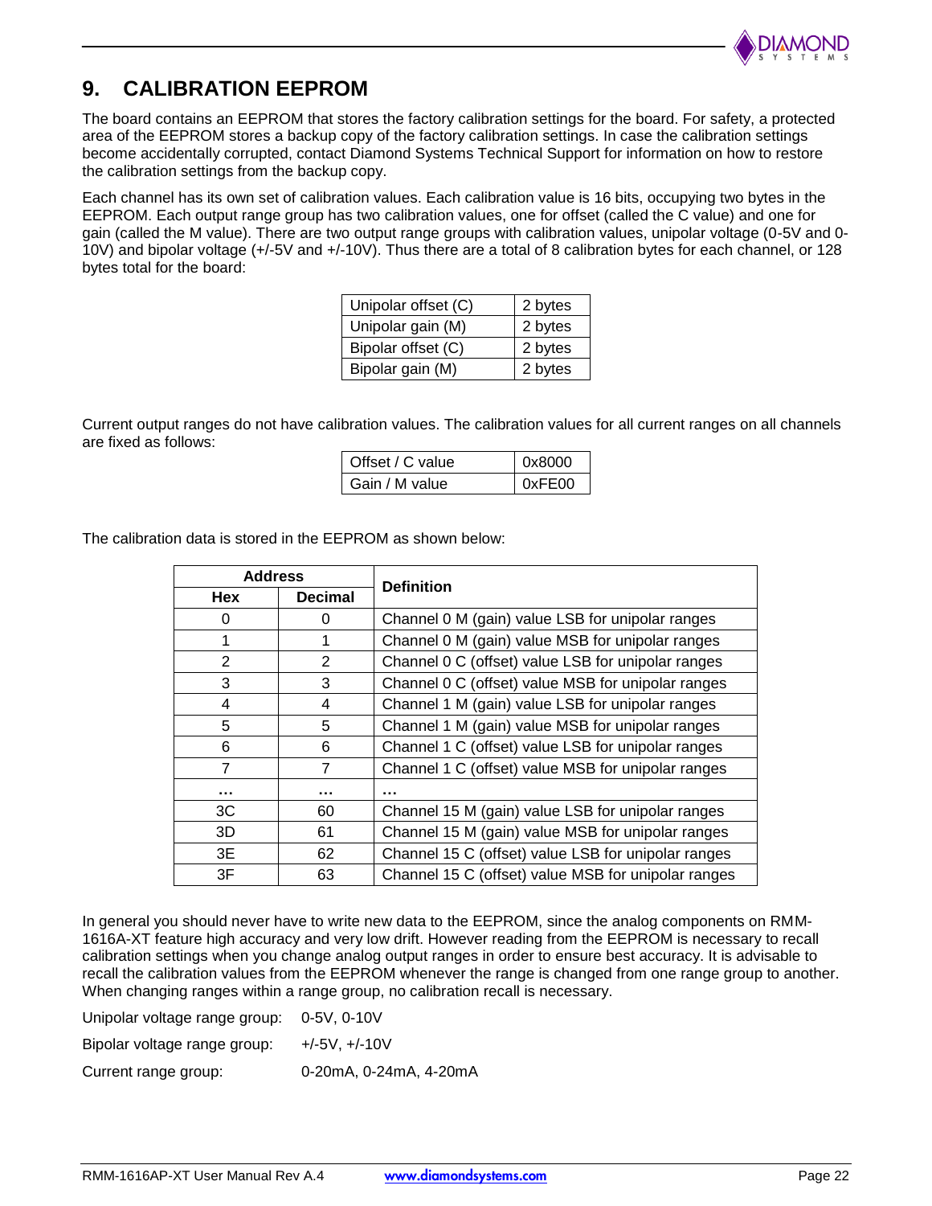# 9. CALIBRATION EEPROM

The board contains an EEPROM that stores the factory calibration settings for the board. For safety, a protected area of the EEPROM stores a backup copy of the factory calibration settings. In case the calibration settings become accidentally corrupted, contact Diamond Systems Technical Support for information on how to restore the calibration settings from the backup copy.

Each channel has its own set of calibration values. Each calibration value is 16 bits, occupying two bytes in the EEPROM. Each output range group has two calibration values, one for offset (called the C value) and one for gain (called the M value). There are two output range groups with calibration values, unipolar voltage (0-5V and 0-10V) and bipolar voltage (+/-5V and +/-10V). Thus there are a total of 8 calibration bytes for each channel, or 128 bytes total for the board:

| | |
|---|---|
| Unipolar offset (C) | 2 bytes |
| Unipolar gain (M) | 2 bytes |
| Bipolar offset (C) | 2 bytes |
| Bipolar gain (M) | 2 bytes |

Current output ranges do not have calibration values. The calibration values for all current ranges on all channels are fixed as follows:

| | |
|---|---|
| Offset / C value | 0x8000 |
| Gain / M value | 0xFE00 |

The calibration data is stored in the EEPROM as shown below:

| Address | | Definition |
|---|---|---|
| **Hex** | **Decimal** | |
| 0 | 0 | Channel 0 M (gain) value LSB for unipolar ranges |
| 1 | 1 | Channel 0 M (gain) value MSB for unipolar ranges |
| 2 | 2 | Channel 0 C (offset) value LSB for unipolar ranges |
| 3 | 3 | Channel 0 C (offset) value MSB for unipolar ranges |
| 4 | 4 | Channel 1 M (gain) value LSB for unipolar ranges |
| 5 | 5 | Channel 1 M (gain) value MSB for unipolar ranges |
| 6 | 6 | Channel 1 C (offset) value LSB for unipolar ranges |
| 7 | 7 | Channel 1 C (offset) value MSB for unipolar ranges |
| … | … | … |
| 3C | 60 | Channel 15 M (gain) value LSB for unipolar ranges |
| 3D | 61 | Channel 15 M (gain) value MSB for unipolar ranges |
| 3E | 62 | Channel 15 C (offset) value LSB for unipolar ranges |
| 3F | 63 | Channel 15 C (offset) value MSB for unipolar ranges |

In general you should never have to write new data to the EEPROM, since the analog components on RMM-1616A-XT feature high accuracy and very low drift. However reading from the EEPROM is necessary to recall calibration settings when you change analog output ranges in order to ensure best accuracy. It is advisable to recall the calibration values from the EEPROM whenever the range is changed from one range group to another. When changing ranges within a range group, no calibration recall is necessary.

Unipolar voltage range group: 0-5V, 0-10V

Bipolar voltage range group: +/-5V, +/-10V

Current range group: 0-20mA, 0-24mA, 4-20mA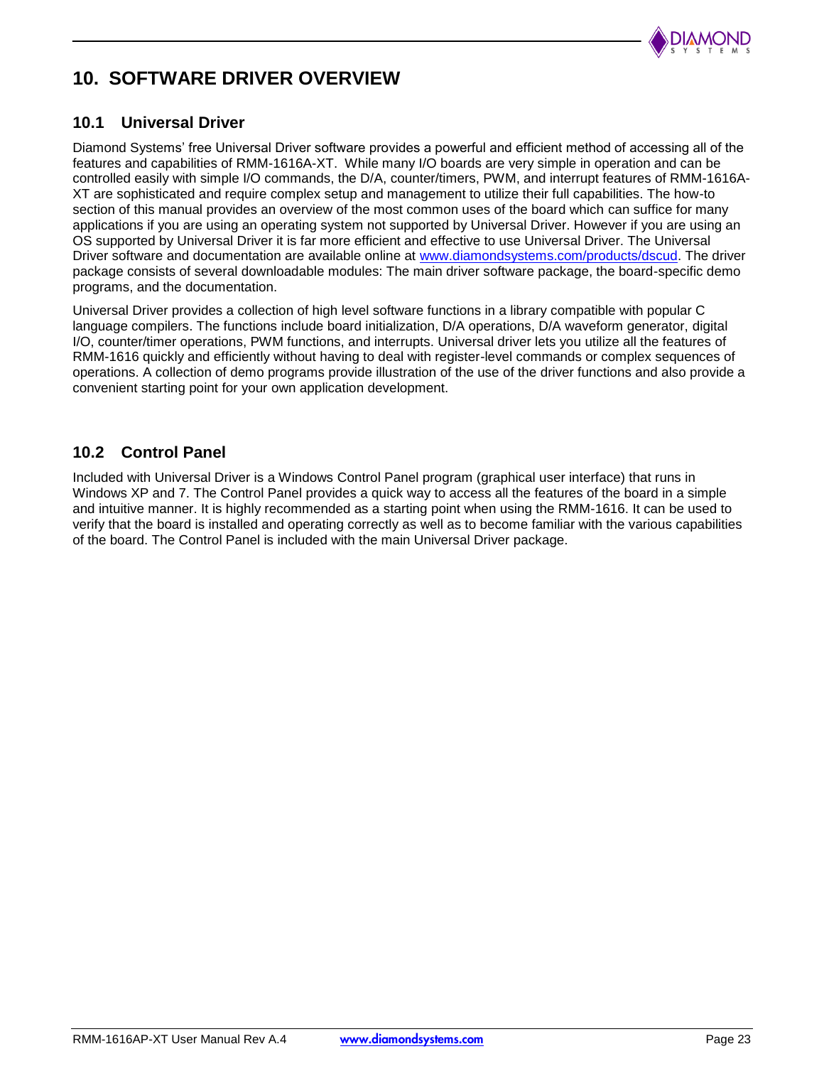# 10. SOFTWARE DRIVER OVERVIEW

## 10.1 Universal Driver

Diamond Systems' free Universal Driver software provides a powerful and efficient method of accessing all of the features and capabilities of RMM-1616A-XT. While many I/O boards are very simple in operation and can be controlled easily with simple I/O commands, the D/A, counter/timers, PWM, and interrupt features of RMM-1616A-XT are sophisticated and require complex setup and management to utilize their full capabilities. The how-to section of this manual provides an overview of the most common uses of the board which can suffice for many applications if you are using an operating system not supported by Universal Driver. However if you are using an OS supported by Universal Driver it is far more efficient and effective to use Universal Driver. The Universal Driver software and documentation are available online at www.diamondsystems.com/products/dscud. The driver package consists of several downloadable modules: The main driver software package, the board-specific demo programs, and the documentation.

Universal Driver provides a collection of high level software functions in a library compatible with popular C language compilers. The functions include board initialization, D/A operations, D/A waveform generator, digital I/O, counter/timer operations, PWM functions, and interrupts. Universal driver lets you utilize all the features of RMM-1616 quickly and efficiently without having to deal with register-level commands or complex sequences of operations. A collection of demo programs provide illustration of the use of the driver functions and also provide a convenient starting point for your own application development.

## 10.2 Control Panel

Included with Universal Driver is a Windows Control Panel program (graphical user interface) that runs in Windows XP and 7. The Control Panel provides a quick way to access all the features of the board in a simple and intuitive manner. It is highly recommended as a starting point when using the RMM-1616. It can be used to verify that the board is installed and operating correctly as well as to become familiar with the various capabilities of the board. The Control Panel is included with the main Universal Driver package.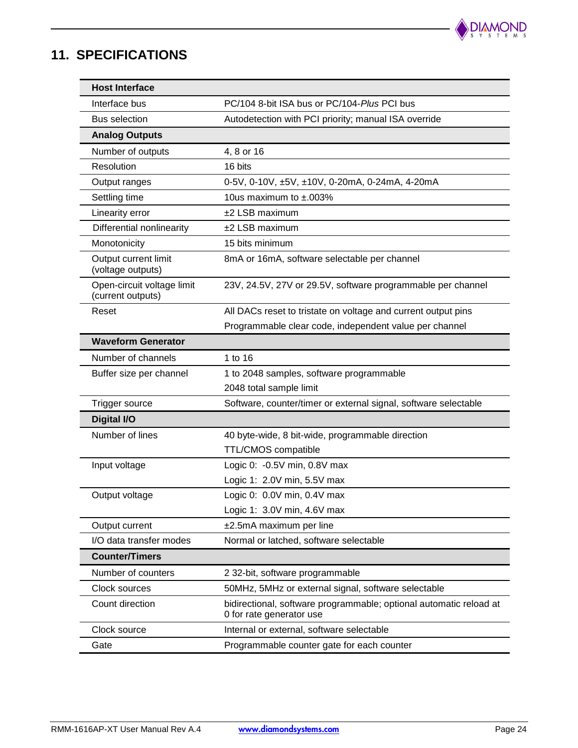# 11. SPECIFICATIONS

| **Host Interface** | |
|---|---|
| Interface bus | PC/104 8-bit ISA bus or PC/104-*Plus* PCI bus |
| Bus selection | Autodetection with PCI priority; manual ISA override |
| **Analog Outputs** | |
| Number of outputs | 4, 8 or 16 |
| Resolution | 16 bits |
| Output ranges | 0-5V, 0-10V, ±5V, ±10V, 0-20mA, 0-24mA, 4-20mA |
| Settling time | 10us maximum to ±.003% |
| Linearity error | ±2 LSB maximum |
| Differential nonlinearity | ±2 LSB maximum |
| Monotonicity | 15 bits minimum |
| Output current limit (voltage outputs) | 8mA or 16mA, software selectable per channel |
| Open-circuit voltage limit (current outputs) | 23V, 24.5V, 27V or 29.5V, software programmable per channel |
| Reset | All DACs reset to tristate on voltage and current output pins<br>Programmable clear code, independent value per channel |
| **Waveform Generator** | |
| Number of channels | 1 to 16 |
| Buffer size per channel | 1 to 2048 samples, software programmable<br>2048 total sample limit |
| Trigger source | Software, counter/timer or external signal, software selectable |
| **Digital I/O** | |
| Number of lines | 40 byte-wide, 8 bit-wide, programmable direction<br>TTL/CMOS compatible |
| Input voltage | Logic 0: -0.5V min, 0.8V max<br>Logic 1: 2.0V min, 5.5V max |
| Output voltage | Logic 0: 0.0V min, 0.4V max<br>Logic 1: 3.0V min, 4.6V max |
| Output current | ±2.5mA maximum per line |
| I/O data transfer modes | Normal or latched, software selectable |
| **Counter/Timers** | |
| Number of counters | 2 32-bit, software programmable |
| Clock sources | 50MHz, 5MHz or external signal, software selectable |
| Count direction | bidirectional, software programmable; optional automatic reload at 0 for rate generator use |
| Clock source | Internal or external, software selectable |
| Gate | Programmable counter gate for each counter |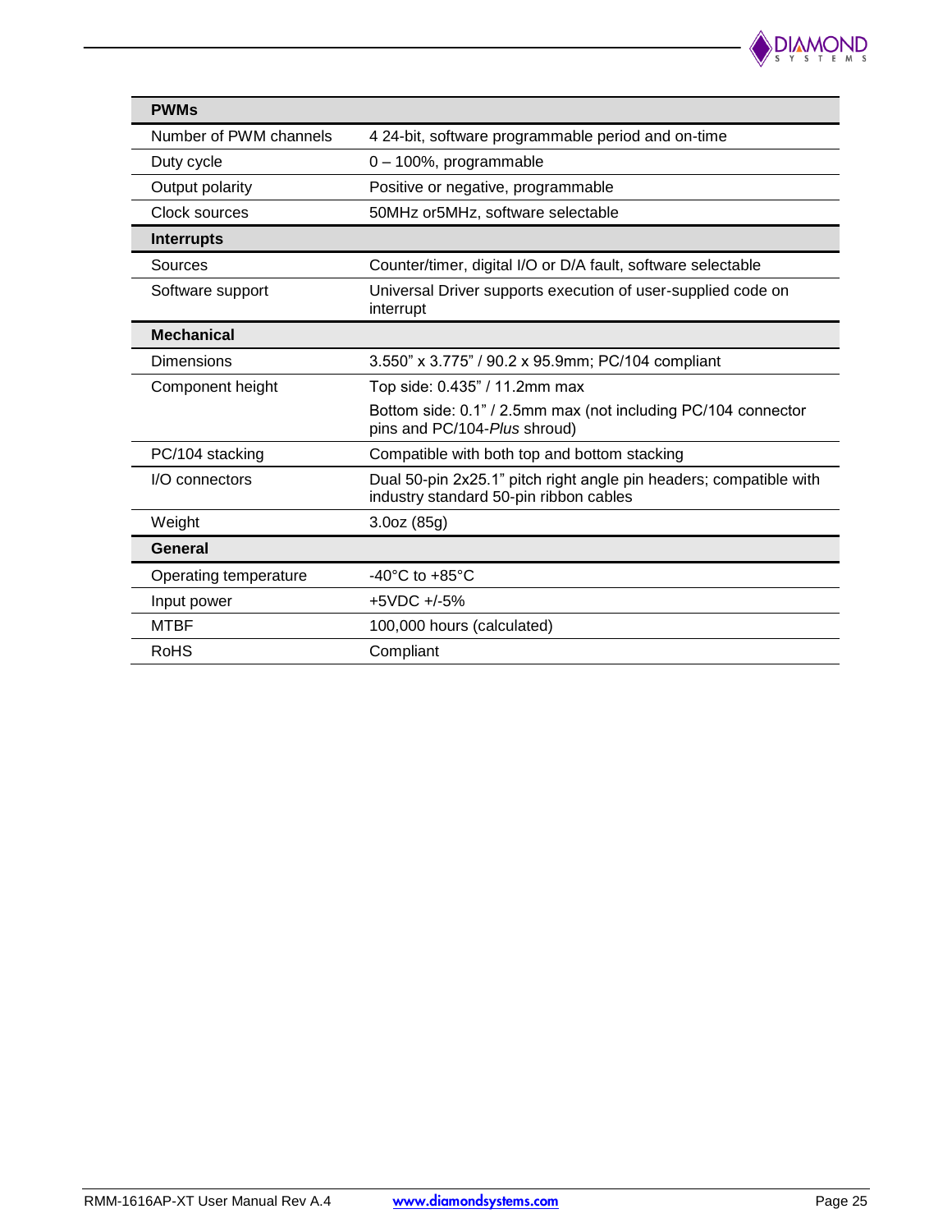| | |
|---|---|
| **PWMs** | |
| Number of PWM channels | 4 24-bit, software programmable period and on-time |
| Duty cycle | 0 – 100%, programmable |
| Output polarity | Positive or negative, programmable |
| Clock sources | 50MHz or5MHz, software selectable |
| **Interrupts** | |
| Sources | Counter/timer, digital I/O or D/A fault, software selectable |
| Software support | Universal Driver supports execution of user-supplied code on interrupt |
| **Mechanical** | |
| Dimensions | 3.550" x 3.775" / 90.2 x 95.9mm; PC/104 compliant |
| Component height | Top side: 0.435" / 11.2mm max<br>Bottom side: 0.1" / 2.5mm max (not including PC/104 connector pins and PC/104-*Plus* shroud) |
| PC/104 stacking | Compatible with both top and bottom stacking |
| I/O connectors | Dual 50-pin 2x25.1" pitch right angle pin headers; compatible with industry standard 50-pin ribbon cables |
| Weight | 3.0oz (85g) |
| **General** | |
| Operating temperature | -40°C to +85°C |
| Input power | +5VDC +/-5% |
| MTBF | 100,000 hours (calculated) |
| RoHS | Compliant |